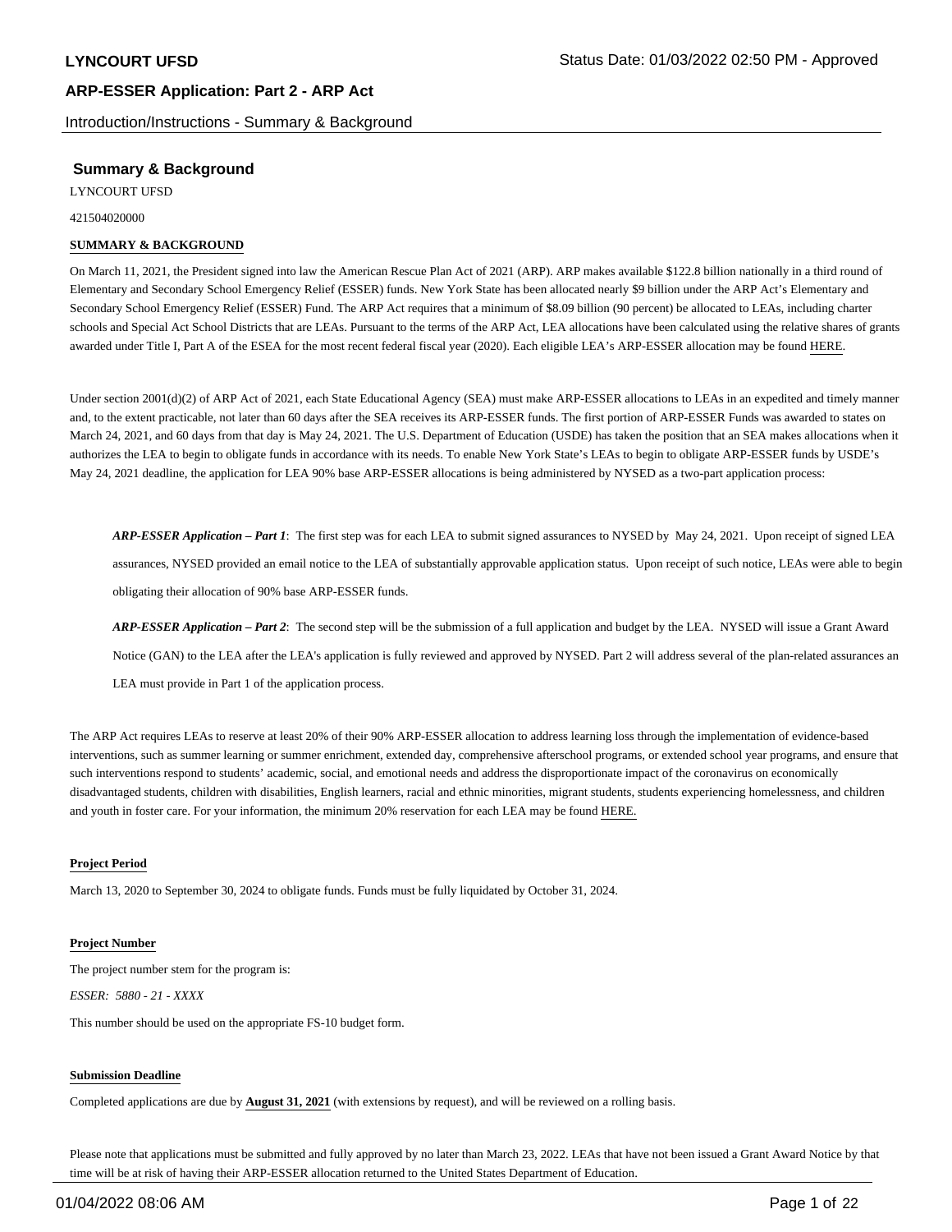# LYNCOURT UFSD

Status Date: 01/03/2022 02:50 PM - Approved

## ARP-ESSER Application: Part 2 - ARP Act

Introduction/Instructions - Summary & Background

### Summary & Background

LYNCOURT UFSD

421504020000

**SUMMARY & BACKGROUND**

On March 11, 2021, the President signed into law the American Rescue Plan Act of 2021 (ARP). ARP makes available $122.8 billion nationally in a third round of Elementary and Secondary School Emergency Relief (ESSER) funds. New York State has been allocated nearly $9 billion under the ARP Act's Elementary and Secondary School Emergency Relief (ESSER) Fund. The ARP Act requires that a minimum of $8.09 billion (90 percent) be allocated to LEAs, including charter schools and Special Act School Districts that are LEAs. Pursuant to the terms of the ARP Act, LEA allocations have been calculated using the relative shares of grants awarded under Title I, Part A of the ESEA for the most recent federal fiscal year (2020). Each eligible LEA's ARP-ESSER allocation may be found HERE.

Under section 2001(d)(2) of ARP Act of 2021, each State Educational Agency (SEA) must make ARP-ESSER allocations to LEAs in an expedited and timely manner and, to the extent practicable, not later than 60 days after the SEA receives its ARP-ESSER funds. The first portion of ARP-ESSER Funds was awarded to states on March 24, 2021, and 60 days from that day is May 24, 2021. The U.S. Department of Education (USDE) has taken the position that an SEA makes allocations when it authorizes the LEA to begin to obligate funds in accordance with its needs. To enable New York State's LEAs to begin to obligate ARP-ESSER funds by USDE's May 24, 2021 deadline, the application for LEA 90% base ARP-ESSER allocations is being administered by NYSED as a two-part application process:

> ***ARP-ESSER Application – Part 1***: The first step was for each LEA to submit signed assurances to NYSED by May 24, 2021. Upon receipt of signed LEA assurances, NYSED provided an email notice to the LEA of substantially approvable application status. Upon receipt of such notice, LEAs were able to begin obligating their allocation of 90% base ARP-ESSER funds.
>
> ***ARP-ESSER Application – Part 2***: The second step will be the submission of a full application and budget by the LEA. NYSED will issue a Grant Award Notice (GAN) to the LEA after the LEA's application is fully reviewed and approved by NYSED. Part 2 will address several of the plan-related assurances an LEA must provide in Part 1 of the application process.

The ARP Act requires LEAs to reserve at least 20% of their 90% ARP-ESSER allocation to address learning loss through the implementation of evidence-based interventions, such as summer learning or summer enrichment, extended day, comprehensive afterschool programs, or extended school year programs, and ensure that such interventions respond to students' academic, social, and emotional needs and address the disproportionate impact of the coronavirus on economically disadvantaged students, children with disabilities, English learners, racial and ethnic minorities, migrant students, students experiencing homelessness, and children and youth in foster care. For your information, the minimum 20% reservation for each LEA may be found HERE.

**Project Period**

March 13, 2020 to September 30, 2024 to obligate funds. Funds must be fully liquidated by October 31, 2024.

**Project Number**

The project number stem for the program is:

*ESSER: 5880 - 21 - XXXX*

This number should be used on the appropriate FS-10 budget form.

**Submission Deadline**

Completed applications are due by **August 31, 2021** (with extensions by request), and will be reviewed on a rolling basis.

Please note that applications must be submitted and fully approved by no later than March 23, 2022. LEAs that have not been issued a Grant Award Notice by that time will be at risk of having their ARP-ESSER allocation returned to the United States Department of Education.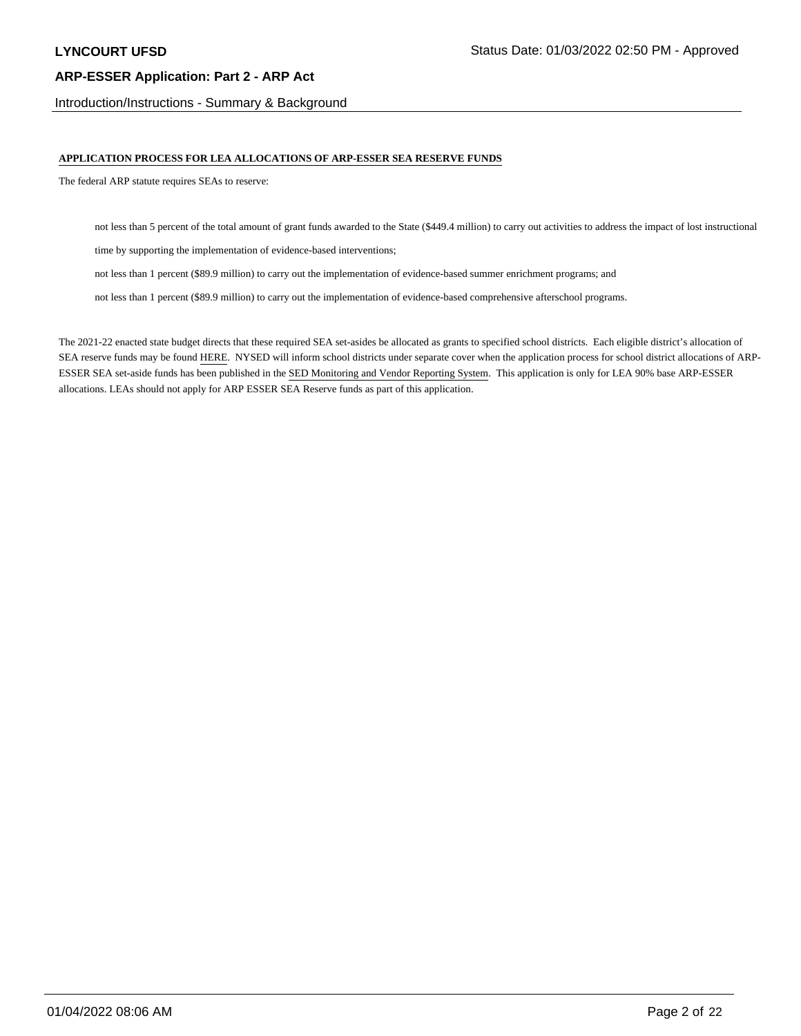## APPLICATION PROCESS FOR LEA ALLOCATIONS OF ARP-ESSER SEA RESERVE FUNDS

The federal ARP statute requires SEAs to reserve:

- not less than 5 percent of the total amount of grant funds awarded to the State ($449.4 million) to carry out activities to address the impact of lost instructional time by supporting the implementation of evidence-based interventions;
- not less than 1 percent ($89.9 million) to carry out the implementation of evidence-based summer enrichment programs; and
- not less than 1 percent ($89.9 million) to carry out the implementation of evidence-based comprehensive afterschool programs.

The 2021-22 enacted state budget directs that these required SEA set-asides be allocated as grants to specified school districts. Each eligible district's allocation of SEA reserve funds may be found HERE. NYSED will inform school districts under separate cover when the application process for school district allocations of ARP-ESSER SEA set-aside funds has been published in the SED Monitoring and Vendor Reporting System. This application is only for LEA 90% base ARP-ESSER allocations. LEAs should not apply for ARP ESSER SEA Reserve funds as part of this application.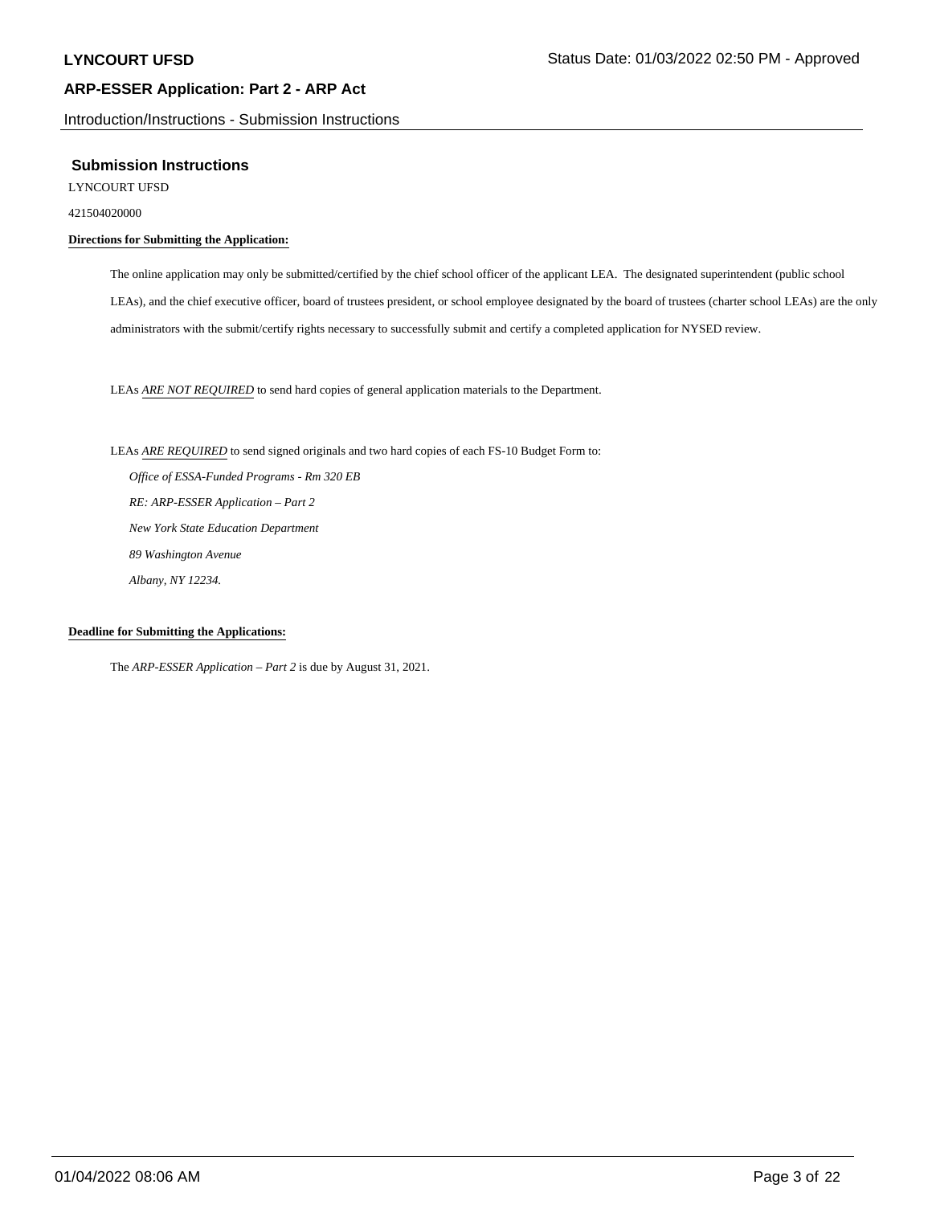## Submission Instructions

LYNCOURT UFSD

421504020000

**Directions for Submitting the Application:**

The online application may only be submitted/certified by the chief school officer of the applicant LEA. The designated superintendent (public school LEAs), and the chief executive officer, board of trustees president, or school employee designated by the board of trustees (charter school LEAs) are the only administrators with the submit/certify rights necessary to successfully submit and certify a completed application for NYSED review.

LEAs *ARE NOT REQUIRED* to send hard copies of general application materials to the Department.

LEAs *ARE REQUIRED* to send signed originals and two hard copies of each FS-10 Budget Form to:

*Office of ESSA-Funded Programs - Rm 320 EB*
*RE: ARP-ESSER Application – Part 2*
*New York State Education Department*
*89 Washington Avenue*
*Albany, NY 12234.*

**Deadline for Submitting the Applications:**

The *ARP-ESSER Application – Part 2* is due by August 31, 2021.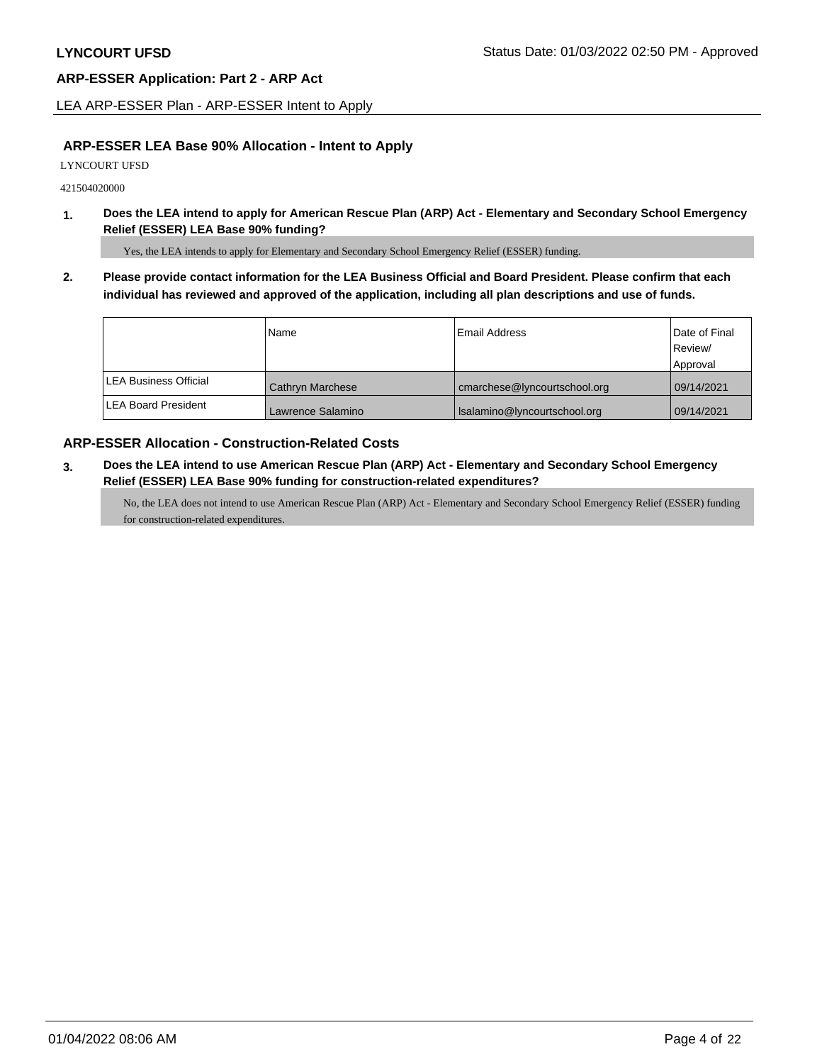## LEA ARP-ESSER Plan - ARP-ESSER Intent to Apply

### ARP-ESSER LEA Base 90% Allocation - Intent to Apply

LYNCOURT UFSD

421504020000

**1. Does the LEA intend to apply for American Rescue Plan (ARP) Act - Elementary and Secondary School Emergency Relief (ESSER) LEA Base 90% funding?**

Yes, the LEA intends to apply for Elementary and Secondary School Emergency Relief (ESSER) funding.

**2. Please provide contact information for the LEA Business Official and Board President. Please confirm that each individual has reviewed and approved of the application, including all plan descriptions and use of funds.**

| | Name | Email Address | Date of Final Review/ Approval |
|---|---|---|---|
| LEA Business Official | Cathryn Marchese | cmarchese@lyncourtschool.org | 09/14/2021 |
| LEA Board President | Lawrence Salamino | lsalamino@lyncourtschool.org | 09/14/2021 |

### ARP-ESSER Allocation - Construction-Related Costs

**3. Does the LEA intend to use American Rescue Plan (ARP) Act - Elementary and Secondary School Emergency Relief (ESSER) LEA Base 90% funding for construction-related expenditures?**

No, the LEA does not intend to use American Rescue Plan (ARP) Act - Elementary and Secondary School Emergency Relief (ESSER) funding for construction-related expenditures.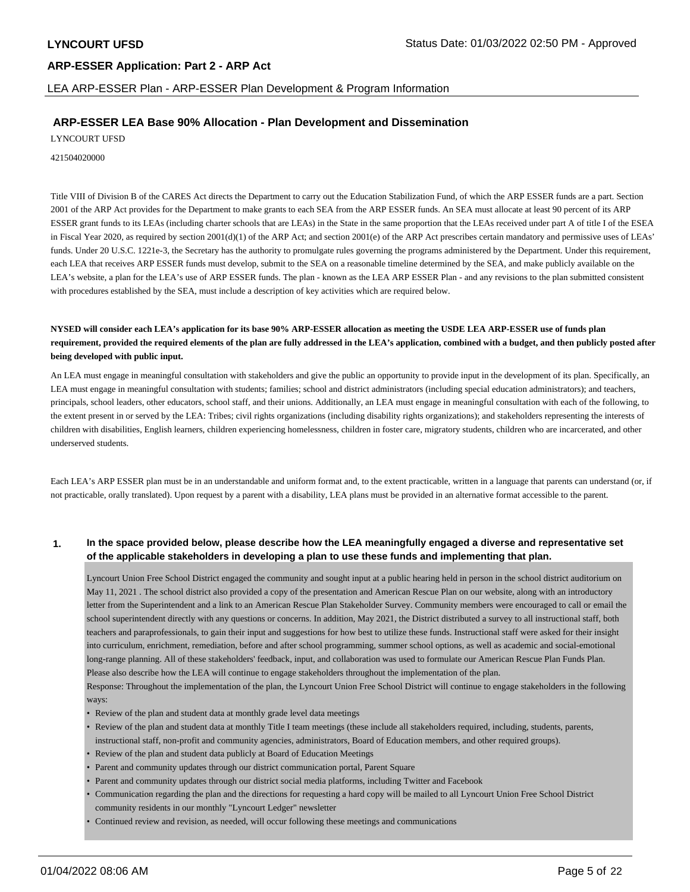## ARP-ESSER LEA Base 90% Allocation - Plan Development and Dissemination

LYNCOURT UFSD

421504020000

Title VIII of Division B of the CARES Act directs the Department to carry out the Education Stabilization Fund, of which the ARP ESSER funds are a part. Section 2001 of the ARP Act provides for the Department to make grants to each SEA from the ARP ESSER funds. An SEA must allocate at least 90 percent of its ARP ESSER grant funds to its LEAs (including charter schools that are LEAs) in the State in the same proportion that the LEAs received under part A of title I of the ESEA in Fiscal Year 2020, as required by section 2001(d)(1) of the ARP Act; and section 2001(e) of the ARP Act prescribes certain mandatory and permissive uses of LEAs' funds. Under 20 U.S.C. 1221e-3, the Secretary has the authority to promulgate rules governing the programs administered by the Department. Under this requirement, each LEA that receives ARP ESSER funds must develop, submit to the SEA on a reasonable timeline determined by the SEA, and make publicly available on the LEA's website, a plan for the LEA's use of ARP ESSER funds. The plan - known as the LEA ARP ESSER Plan - and any revisions to the plan submitted consistent with procedures established by the SEA, must include a description of key activities which are required below.

**NYSED will consider each LEA's application for its base 90% ARP-ESSER allocation as meeting the USDE LEA ARP-ESSER use of funds plan requirement, provided the required elements of the plan are fully addressed in the LEA's application, combined with a budget, and then publicly posted after being developed with public input.**

An LEA must engage in meaningful consultation with stakeholders and give the public an opportunity to provide input in the development of its plan. Specifically, an LEA must engage in meaningful consultation with students; families; school and district administrators (including special education administrators); and teachers, principals, school leaders, other educators, school staff, and their unions. Additionally, an LEA must engage in meaningful consultation with each of the following, to the extent present in or served by the LEA: Tribes; civil rights organizations (including disability rights organizations); and stakeholders representing the interests of children with disabilities, English learners, children experiencing homelessness, children in foster care, migratory students, children who are incarcerated, and other underserved students.

Each LEA's ARP ESSER plan must be in an understandable and uniform format and, to the extent practicable, written in a language that parents can understand (or, if not practicable, orally translated). Upon request by a parent with a disability, LEA plans must be provided in an alternative format accessible to the parent.

**1. In the space provided below, please describe how the LEA meaningfully engaged a diverse and representative set of the applicable stakeholders in developing a plan to use these funds and implementing that plan.**

Lyncourt Union Free School District engaged the community and sought input at a public hearing held in person in the school district auditorium on May 11, 2021 . The school district also provided a copy of the presentation and American Rescue Plan on our website, along with an introductory letter from the Superintendent and a link to an American Rescue Plan Stakeholder Survey. Community members were encouraged to call or email the school superintendent directly with any questions or concerns. In addition, May 2021, the District distributed a survey to all instructional staff, both teachers and paraprofessionals, to gain their input and suggestions for how best to utilize these funds. Instructional staff were asked for their insight into curriculum, enrichment, remediation, before and after school programming, summer school options, as well as academic and social-emotional long-range planning. All of these stakeholders' feedback, input, and collaboration was used to formulate our American Rescue Plan Funds Plan.
Please also describe how the LEA will continue to engage stakeholders throughout the implementation of the plan.
Response: Throughout the implementation of the plan, the Lyncourt Union Free School District will continue to engage stakeholders in the following ways:

- Review of the plan and student data at monthly grade level data meetings
- Review of the plan and student data at monthly Title I team meetings (these include all stakeholders required, including, students, parents, instructional staff, non-profit and community agencies, administrators, Board of Education members, and other required groups).
- Review of the plan and student data publicly at Board of Education Meetings
- Parent and community updates through our district communication portal, Parent Square
- Parent and community updates through our district social media platforms, including Twitter and Facebook
- Communication regarding the plan and the directions for requesting a hard copy will be mailed to all Lyncourt Union Free School District community residents in our monthly "Lyncourt Ledger" newsletter
- Continued review and revision, as needed, will occur following these meetings and communications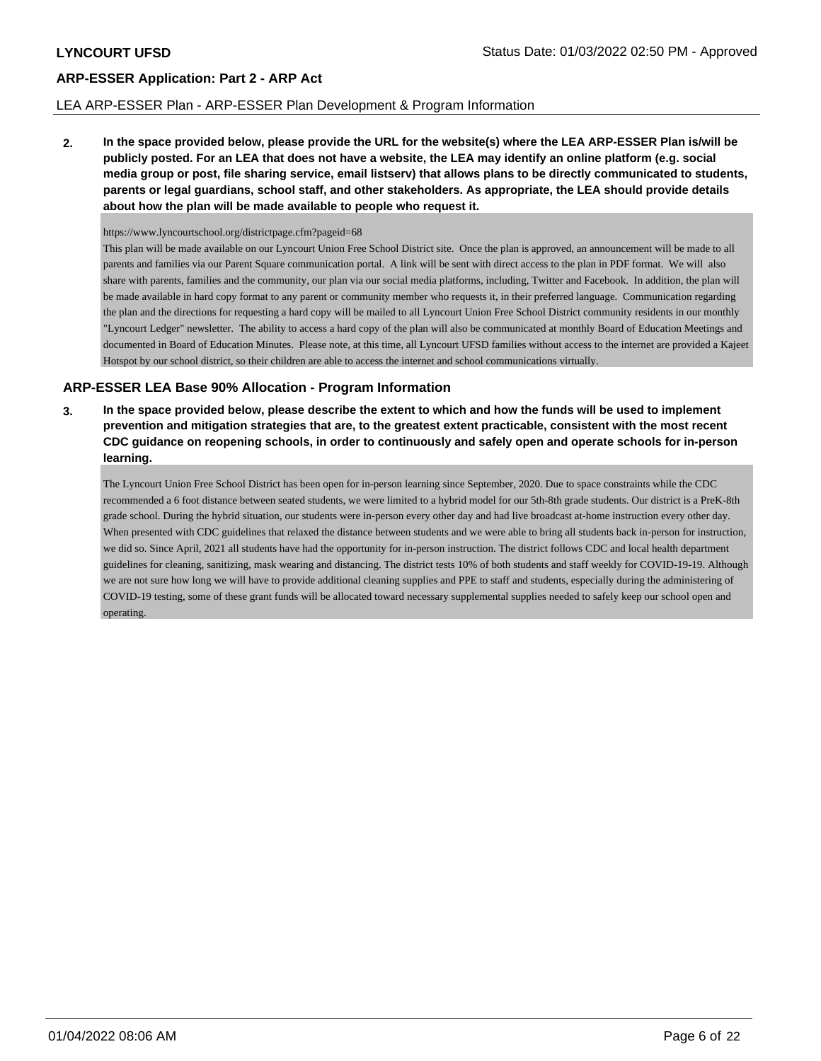LEA ARP-ESSER Plan - ARP-ESSER Plan Development & Program Information

**2. In the space provided below, please provide the URL for the website(s) where the LEA ARP-ESSER Plan is/will be publicly posted. For an LEA that does not have a website, the LEA may identify an online platform (e.g. social media group or post, file sharing service, email listserv) that allows plans to be directly communicated to students, parents or legal guardians, school staff, and other stakeholders. As appropriate, the LEA should provide details about how the plan will be made available to people who request it.**

https://www.lyncourtschool.org/districtpage.cfm?pageid=68

This plan will be made available on our Lyncourt Union Free School District site. Once the plan is approved, an announcement will be made to all parents and families via our Parent Square communication portal. A link will be sent with direct access to the plan in PDF format. We will also share with parents, families and the community, our plan via our social media platforms, including, Twitter and Facebook. In addition, the plan will be made available in hard copy format to any parent or community member who requests it, in their preferred language. Communication regarding the plan and the directions for requesting a hard copy will be mailed to all Lyncourt Union Free School District community residents in our monthly "Lyncourt Ledger" newsletter. The ability to access a hard copy of the plan will also be communicated at monthly Board of Education Meetings and documented in Board of Education Minutes. Please note, at this time, all Lyncourt UFSD families without access to the internet are provided a Kajeet Hotspot by our school district, so their children are able to access the internet and school communications virtually.

## ARP-ESSER LEA Base 90% Allocation - Program Information

**3. In the space provided below, please describe the extent to which and how the funds will be used to implement prevention and mitigation strategies that are, to the greatest extent practicable, consistent with the most recent CDC guidance on reopening schools, in order to continuously and safely open and operate schools for in-person learning.**

The Lyncourt Union Free School District has been open for in-person learning since September, 2020. Due to space constraints while the CDC recommended a 6 foot distance between seated students, we were limited to a hybrid model for our 5th-8th grade students. Our district is a PreK-8th grade school. During the hybrid situation, our students were in-person every other day and had live broadcast at-home instruction every other day. When presented with CDC guidelines that relaxed the distance between students and we were able to bring all students back in-person for instruction, we did so. Since April, 2021 all students have had the opportunity for in-person instruction. The district follows CDC and local health department guidelines for cleaning, sanitizing, mask wearing and distancing. The district tests 10% of both students and staff weekly for COVID-19-19. Although we are not sure how long we will have to provide additional cleaning supplies and PPE to staff and students, especially during the administering of COVID-19 testing, some of these grant funds will be allocated toward necessary supplemental supplies needed to safely keep our school open and operating.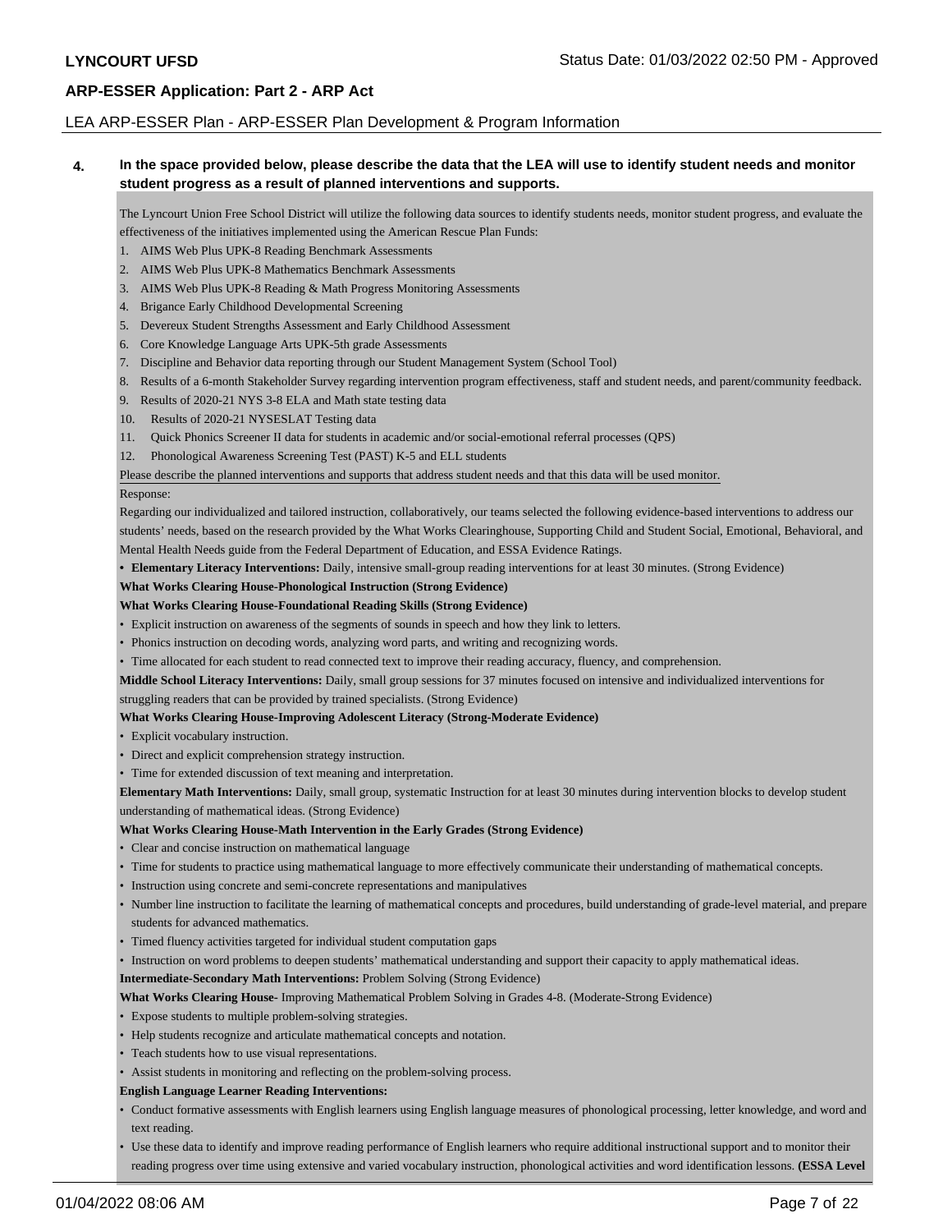**4. In the space provided below, please describe the data that the LEA will use to identify student needs and monitor student progress as a result of planned interventions and supports.**

The Lyncourt Union Free School District will utilize the following data sources to identify students needs, monitor student progress, and evaluate the effectiveness of the initiatives implemented using the American Rescue Plan Funds:

1. AIMS Web Plus UPK-8 Reading Benchmark Assessments
2. AIMS Web Plus UPK-8 Mathematics Benchmark Assessments
3. AIMS Web Plus UPK-8 Reading & Math Progress Monitoring Assessments
4. Brigance Early Childhood Developmental Screening
5. Devereux Student Strengths Assessment and Early Childhood Assessment
6. Core Knowledge Language Arts UPK-5th grade Assessments
7. Discipline and Behavior data reporting through our Student Management System (School Tool)
8. Results of a 6-month Stakeholder Survey regarding intervention program effectiveness, staff and student needs, and parent/community feedback.
9. Results of 2020-21 NYS 3-8 ELA and Math state testing data
10. Results of 2020-21 NYSESLAT Testing data
11. Quick Phonics Screener II data for students in academic and/or social-emotional referral processes (QPS)
12. Phonological Awareness Screening Test (PAST) K-5 and ELL students

Please describe the planned interventions and supports that address student needs and that this data will be used monitor.

Response:

Regarding our individualized and tailored instruction, collaboratively, our teams selected the following evidence-based interventions to address our students' needs, based on the research provided by the What Works Clearinghouse, Supporting Child and Student Social, Emotional, Behavioral, and Mental Health Needs guide from the Federal Department of Education, and ESSA Evidence Ratings.

- **Elementary Literacy Interventions:** Daily, intensive small-group reading interventions for at least 30 minutes. (Strong Evidence)

**What Works Clearing House-Phonological Instruction (Strong Evidence)**

**What Works Clearing House-Foundational Reading Skills (Strong Evidence)**

- Explicit instruction on awareness of the segments of sounds in speech and how they link to letters.
- Phonics instruction on decoding words, analyzing word parts, and writing and recognizing words.
- Time allocated for each student to read connected text to improve their reading accuracy, fluency, and comprehension.

**Middle School Literacy Interventions:** Daily, small group sessions for 37 minutes focused on intensive and individualized interventions for struggling readers that can be provided by trained specialists. (Strong Evidence)

**What Works Clearing House-Improving Adolescent Literacy (Strong-Moderate Evidence)**

- Explicit vocabulary instruction.
- Direct and explicit comprehension strategy instruction.
- Time for extended discussion of text meaning and interpretation.

**Elementary Math Interventions:** Daily, small group, systematic Instruction for at least 30 minutes during intervention blocks to develop student understanding of mathematical ideas. (Strong Evidence)

**What Works Clearing House-Math Intervention in the Early Grades (Strong Evidence)**

- Clear and concise instruction on mathematical language
- Time for students to practice using mathematical language to more effectively communicate their understanding of mathematical concepts.
- Instruction using concrete and semi-concrete representations and manipulatives
- Number line instruction to facilitate the learning of mathematical concepts and procedures, build understanding of grade-level material, and prepare students for advanced mathematics.
- Timed fluency activities targeted for individual student computation gaps
- Instruction on word problems to deepen students' mathematical understanding and support their capacity to apply mathematical ideas.

**Intermediate-Secondary Math Interventions:** Problem Solving (Strong Evidence)

**What Works Clearing House**- Improving Mathematical Problem Solving in Grades 4-8. (Moderate-Strong Evidence)

- Expose students to multiple problem-solving strategies.
- Help students recognize and articulate mathematical concepts and notation.
- Teach students how to use visual representations.
- Assist students in monitoring and reflecting on the problem-solving process.

**English Language Learner Reading Interventions:**

- Conduct formative assessments with English learners using English language measures of phonological processing, letter knowledge, and word and text reading.
- Use these data to identify and improve reading performance of English learners who require additional instructional support and to monitor their reading progress over time using extensive and varied vocabulary instruction, phonological activities and word identification lessons. **(ESSA Level**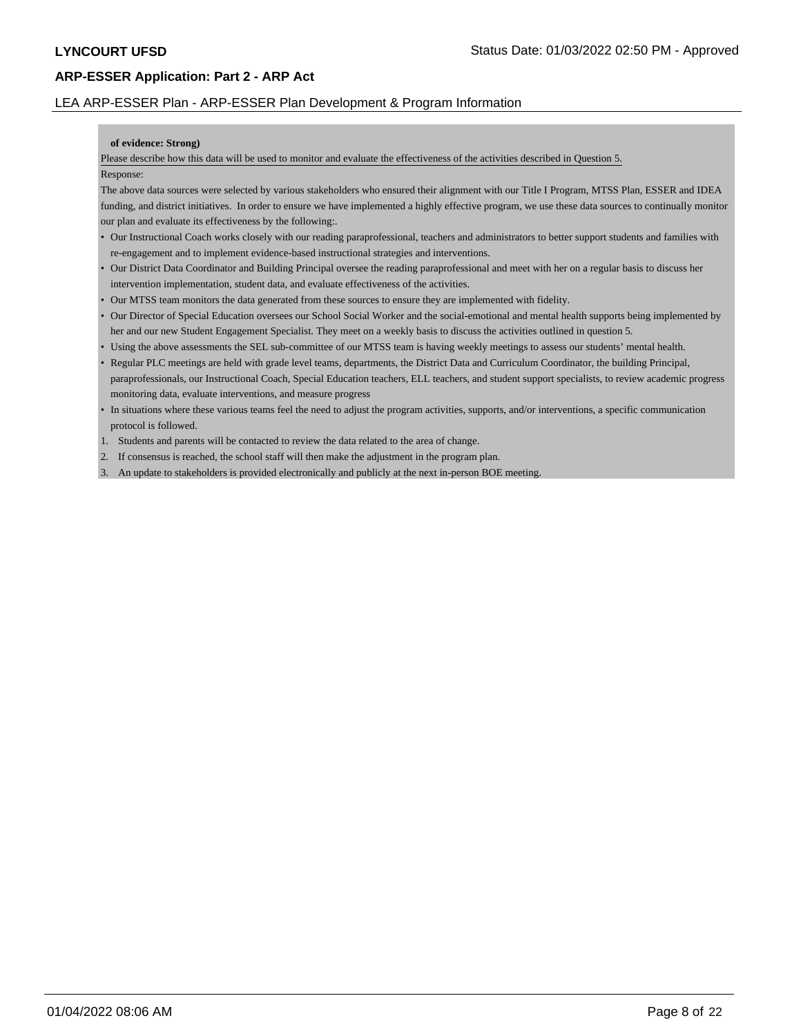**of evidence: Strong)**

Please describe how this data will be used to monitor and evaluate the effectiveness of the activities described in Question 5.

Response:

The above data sources were selected by various stakeholders who ensured their alignment with our Title I Program, MTSS Plan, ESSER and IDEA funding, and district initiatives. In order to ensure we have implemented a highly effective program, we use these data sources to continually monitor our plan and evaluate its effectiveness by the following:.

- Our Instructional Coach works closely with our reading paraprofessional, teachers and administrators to better support students and families with re-engagement and to implement evidence-based instructional strategies and interventions.
- Our District Data Coordinator and Building Principal oversee the reading paraprofessional and meet with her on a regular basis to discuss her intervention implementation, student data, and evaluate effectiveness of the activities.
- Our MTSS team monitors the data generated from these sources to ensure they are implemented with fidelity.
- Our Director of Special Education oversees our School Social Worker and the social-emotional and mental health supports being implemented by her and our new Student Engagement Specialist. They meet on a weekly basis to discuss the activities outlined in question 5.
- Using the above assessments the SEL sub-committee of our MTSS team is having weekly meetings to assess our students' mental health.
- Regular PLC meetings are held with grade level teams, departments, the District Data and Curriculum Coordinator, the building Principal, paraprofessionals, our Instructional Coach, Special Education teachers, ELL teachers, and student support specialists, to review academic progress monitoring data, evaluate interventions, and measure progress
- In situations where these various teams feel the need to adjust the program activities, supports, and/or interventions, a specific communication protocol is followed.

1. Students and parents will be contacted to review the data related to the area of change.
2. If consensus is reached, the school staff will then make the adjustment in the program plan.
3. An update to stakeholders is provided electronically and publicly at the next in-person BOE meeting.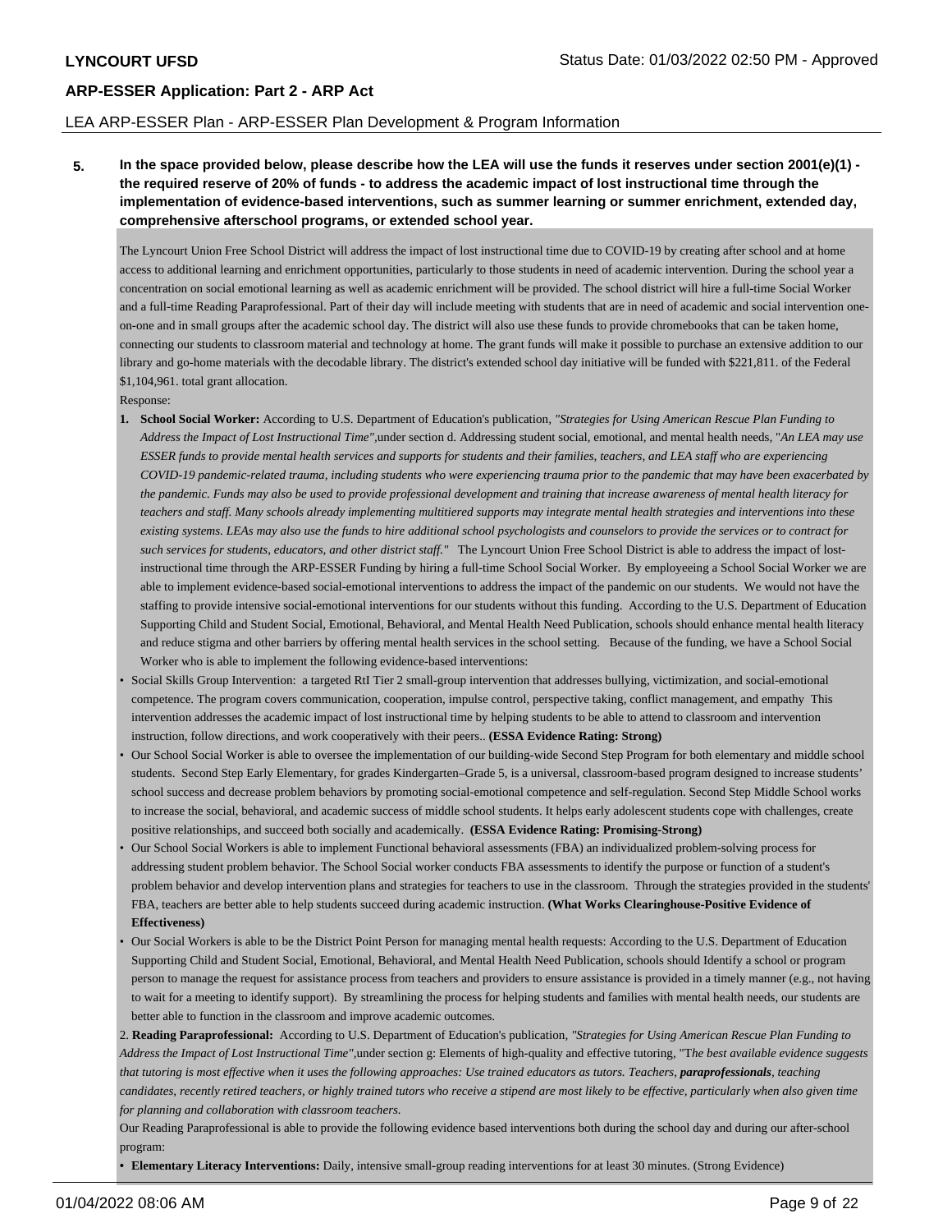## ARP-ESSER Application: Part 2 - ARP Act

LEA ARP-ESSER Plan - ARP-ESSER Plan Development & Program Information

**5. In the space provided below, please describe how the LEA will use the funds it reserves under section 2001(e)(1) - the required reserve of 20% of funds - to address the academic impact of lost instructional time through the implementation of evidence-based interventions, such as summer learning or summer enrichment, extended day, comprehensive afterschool programs, or extended school year.**

The Lyncourt Union Free School District will address the impact of lost instructional time due to COVID-19 by creating after school and at home access to additional learning and enrichment opportunities, particularly to those students in need of academic intervention. During the school year a concentration on social emotional learning as well as academic enrichment will be provided. The school district will hire a full-time Social Worker and a full-time Reading Paraprofessional. Part of their day will include meeting with students that are in need of academic and social intervention one-on-one and in small groups after the academic school day. The district will also use these funds to provide chromebooks that can be taken home, connecting our students to classroom material and technology at home. The grant funds will make it possible to purchase an extensive addition to our library and go-home materials with the decodable library. The district's extended school day initiative will be funded with $221,811. of the Federal $1,104,961. total grant allocation.

Response:

1. **School Social Worker:** According to U.S. Department of Education's publication, *"Strategies for Using American Rescue Plan Funding to Address the Impact of Lost Instructional Time"*,under section d. Addressing student social, emotional, and mental health needs, "*An LEA may use ESSER funds to provide mental health services and supports for students and their families, teachers, and LEA staff who are experiencing COVID-19 pandemic-related trauma, including students who were experiencing trauma prior to the pandemic that may have been exacerbated by the pandemic. Funds may also be used to provide professional development and training that increase awareness of mental health literacy for teachers and staff. Many schools already implementing multitiered supports may integrate mental health strategies and interventions into these existing systems. LEAs may also use the funds to hire additional school psychologists and counselors to provide the services or to contract for such services for students, educators, and other district staff."* The Lyncourt Union Free School District is able to address the impact of lost-instructional time through the ARP-ESSER Funding by hiring a full-time School Social Worker. By employeeing a School Social Worker we are able to implement evidence-based social-emotional interventions to address the impact of the pandemic on our students. We would not have the staffing to provide intensive social-emotional interventions for our students without this funding. According to the U.S. Department of Education Supporting Child and Student Social, Emotional, Behavioral, and Mental Health Need Publication, schools should enhance mental health literacy and reduce stigma and other barriers by offering mental health services in the school setting. Because of the funding, we have a School Social Worker who is able to implement the following evidence-based interventions:

- Social Skills Group Intervention: a targeted RtI Tier 2 small-group intervention that addresses bullying, victimization, and social-emotional competence. The program covers communication, cooperation, impulse control, perspective taking, conflict management, and empathy This intervention addresses the academic impact of lost instructional time by helping students to be able to attend to classroom and intervention instruction, follow directions, and work cooperatively with their peers.. **(ESSA Evidence Rating: Strong)**
- Our School Social Worker is able to oversee the implementation of our building-wide Second Step Program for both elementary and middle school students. Second Step Early Elementary, for grades Kindergarten–Grade 5, is a universal, classroom-based program designed to increase students' school success and decrease problem behaviors by promoting social-emotional competence and self-regulation. Second Step Middle School works to increase the social, behavioral, and academic success of middle school students. It helps early adolescent students cope with challenges, create positive relationships, and succeed both socially and academically. **(ESSA Evidence Rating: Promising-Strong)**
- Our School Social Workers is able to implement Functional behavioral assessments (FBA) an individualized problem-solving process for addressing student problem behavior. The School Social worker conducts FBA assessments to identify the purpose or function of a student's problem behavior and develop intervention plans and strategies for teachers to use in the classroom. Through the strategies provided in the students' FBA, teachers are better able to help students succeed during academic instruction. **(What Works Clearinghouse-Positive Evidence of Effectiveness)**
- Our Social Workers is able to be the District Point Person for managing mental health requests: According to the U.S. Department of Education Supporting Child and Student Social, Emotional, Behavioral, and Mental Health Need Publication, schools should Identify a school or program person to manage the request for assistance process from teachers and providers to ensure assistance is provided in a timely manner (e.g., not having to wait for a meeting to identify support). By streamlining the process for helping students and families with mental health needs, our students are better able to function in the classroom and improve academic outcomes.

2. **Reading Paraprofessional:** According to U.S. Department of Education's publication, *"Strategies for Using American Rescue Plan Funding to Address the Impact of Lost Instructional Time"*,under section g: Elements of high-quality and effective tutoring, "T*he best available evidence suggests that tutoring is most effective when it uses the following approaches: Use trained educators as tutors. Teachers, **paraprofessionals**, teaching candidates, recently retired teachers, or highly trained tutors who receive a stipend are most likely to be effective, particularly when also given time for planning and collaboration with classroom teachers.*

Our Reading Paraprofessional is able to provide the following evidence based interventions both during the school day and during our after-school program:

- **Elementary Literacy Interventions:** Daily, intensive small-group reading interventions for at least 30 minutes. (Strong Evidence)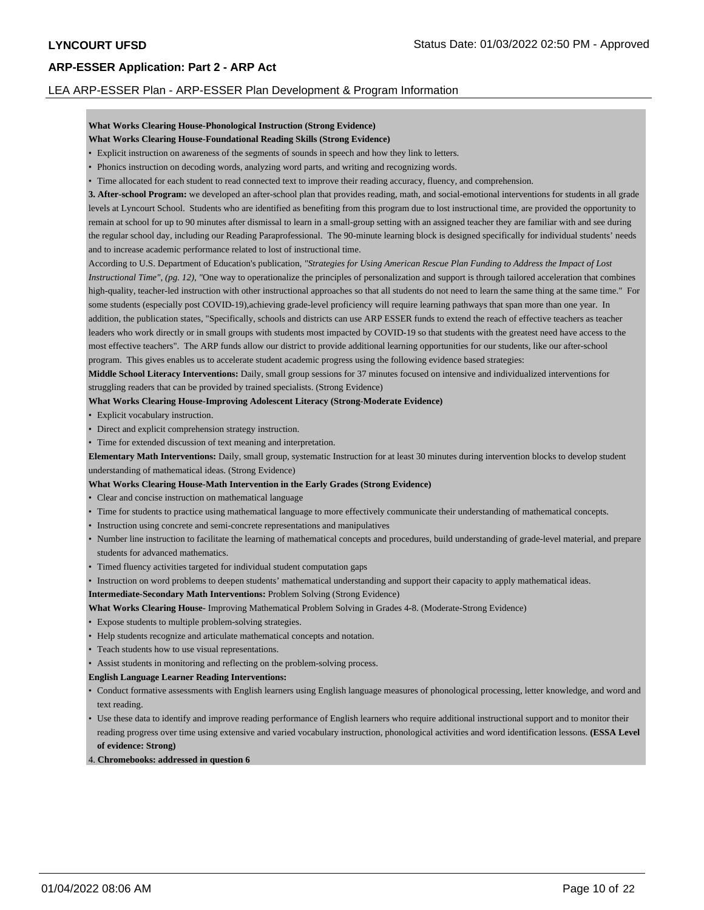**What Works Clearing House-Phonological Instruction (Strong Evidence)**

**What Works Clearing House-Foundational Reading Skills (Strong Evidence)**

- Explicit instruction on awareness of the segments of sounds in speech and how they link to letters.
- Phonics instruction on decoding words, analyzing word parts, and writing and recognizing words.
- Time allocated for each student to read connected text to improve their reading accuracy, fluency, and comprehension.

**3. After-school Program:** we developed an after-school plan that provides reading, math, and social-emotional interventions for students in all grade levels at Lyncourt School. Students who are identified as benefiting from this program due to lost instructional time, are provided the opportunity to remain at school for up to 90 minutes after dismissal to learn in a small-group setting with an assigned teacher they are familiar with and see during the regular school day, including our Reading Paraprofessional. The 90-minute learning block is designed specifically for individual students' needs and to increase academic performance related to lost of instructional time.

According to U.S. Department of Education's publication, *"Strategies for Using American Rescue Plan Funding to Address the Impact of Lost Instructional Time", (pg. 12), "*One way to operationalize the principles of personalization and support is through tailored acceleration that combines high-quality, teacher-led instruction with other instructional approaches so that all students do not need to learn the same thing at the same time." For some students (especially post COVID-19),achieving grade-level proficiency will require learning pathways that span more than one year. In addition, the publication states, "Specifically, schools and districts can use ARP ESSER funds to extend the reach of effective teachers as teacher leaders who work directly or in small groups with students most impacted by COVID-19 so that students with the greatest need have access to the most effective teachers". The ARP funds allow our district to provide additional learning opportunities for our students, like our after-school program. This gives enables us to accelerate student academic progress using the following evidence based strategies:

**Middle School Literacy Interventions:** Daily, small group sessions for 37 minutes focused on intensive and individualized interventions for struggling readers that can be provided by trained specialists. (Strong Evidence)

**What Works Clearing House-Improving Adolescent Literacy (Strong-Moderate Evidence)**

- Explicit vocabulary instruction.
- Direct and explicit comprehension strategy instruction.
- Time for extended discussion of text meaning and interpretation.

**Elementary Math Interventions:** Daily, small group, systematic Instruction for at least 30 minutes during intervention blocks to develop student understanding of mathematical ideas. (Strong Evidence)

**What Works Clearing House-Math Intervention in the Early Grades (Strong Evidence)**

- Clear and concise instruction on mathematical language
- Time for students to practice using mathematical language to more effectively communicate their understanding of mathematical concepts.
- Instruction using concrete and semi-concrete representations and manipulatives
- Number line instruction to facilitate the learning of mathematical concepts and procedures, build understanding of grade-level material, and prepare students for advanced mathematics.
- Timed fluency activities targeted for individual student computation gaps
- Instruction on word problems to deepen students' mathematical understanding and support their capacity to apply mathematical ideas.

**Intermediate-Secondary Math Interventions:** Problem Solving (Strong Evidence)

**What Works Clearing House-** Improving Mathematical Problem Solving in Grades 4-8. (Moderate-Strong Evidence)

- Expose students to multiple problem-solving strategies.
- Help students recognize and articulate mathematical concepts and notation.
- Teach students how to use visual representations.
- Assist students in monitoring and reflecting on the problem-solving process.

**English Language Learner Reading Interventions:**

- Conduct formative assessments with English learners using English language measures of phonological processing, letter knowledge, and word and text reading.
- Use these data to identify and improve reading performance of English learners who require additional instructional support and to monitor their reading progress over time using extensive and varied vocabulary instruction, phonological activities and word identification lessons. **(ESSA Level of evidence: Strong)**

4. **Chromebooks: addressed in question 6**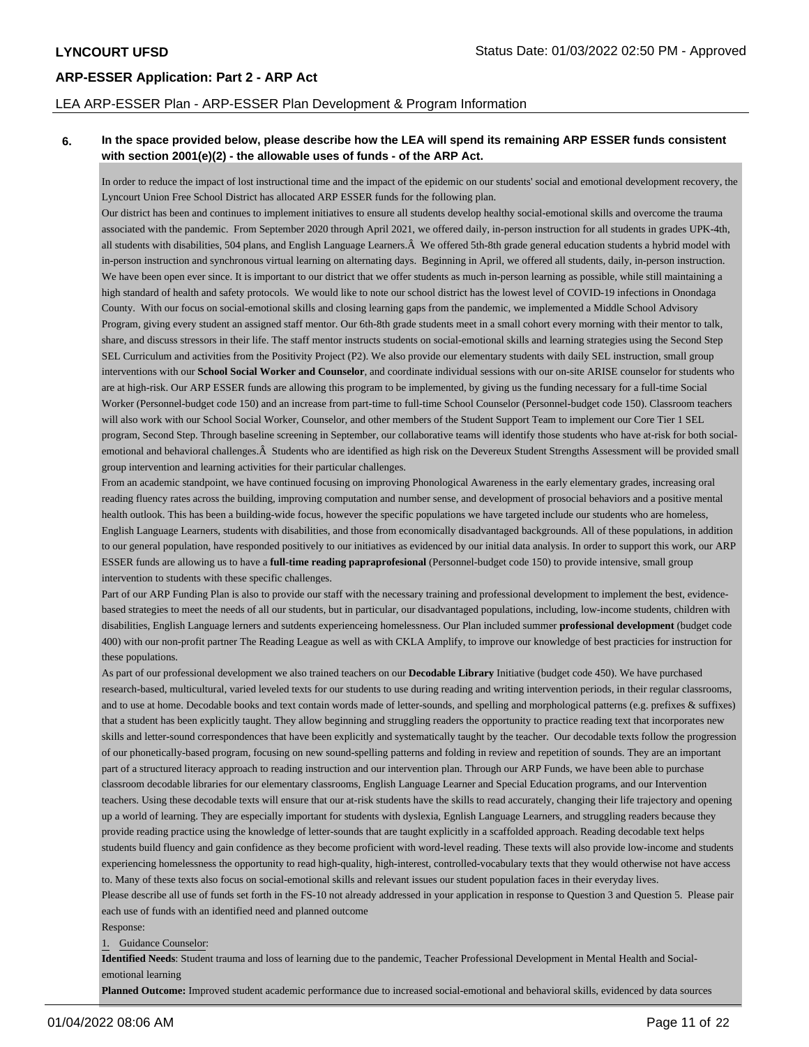LYNCOURT UFSD

## ARP-ESSER Application: Part 2 - ARP Act

LEA ARP-ESSER Plan - ARP-ESSER Plan Development & Program Information

**6. In the space provided below, please describe how the LEA will spend its remaining ARP ESSER funds consistent with section 2001(e)(2) - the allowable uses of funds - of the ARP Act.**

In order to reduce the impact of lost instructional time and the impact of the epidemic on our students' social and emotional development recovery, the Lyncourt Union Free School District has allocated ARP ESSER funds for the following plan.

Our district has been and continues to implement initiatives to ensure all students develop healthy social-emotional skills and overcome the trauma associated with the pandemic. From September 2020 through April 2021, we offered daily, in-person instruction for all students in grades UPK-4th, all students with disabilities, 504 plans, and English Language Learners.Â We offered 5th-8th grade general education students a hybrid model with in-person instruction and synchronous virtual learning on alternating days. Beginning in April, we offered all students, daily, in-person instruction. We have been open ever since. It is important to our district that we offer students as much in-person learning as possible, while still maintaining a high standard of health and safety protocols. We would like to note our school district has the lowest level of COVID-19 infections in Onondaga County. With our focus on social-emotional skills and closing learning gaps from the pandemic, we implemented a Middle School Advisory Program, giving every student an assigned staff mentor. Our 6th-8th grade students meet in a small cohort every morning with their mentor to talk, share, and discuss stressors in their life. The staff mentor instructs students on social-emotional skills and learning strategies using the Second Step SEL Curriculum and activities from the Positivity Project (P2). We also provide our elementary students with daily SEL instruction, small group interventions with our **School Social Worker and Counselor**, and coordinate individual sessions with our on-site ARISE counselor for students who are at high-risk. Our ARP ESSER funds are allowing this program to be implemented, by giving us the funding necessary for a full-time Social Worker (Personnel-budget code 150) and an increase from part-time to full-time School Counselor (Personnel-budget code 150). Classroom teachers will also work with our School Social Worker, Counselor, and other members of the Student Support Team to implement our Core Tier 1 SEL program, Second Step. Through baseline screening in September, our collaborative teams will identify those students who have at-risk for both social-emotional and behavioral challenges.Â Students who are identified as high risk on the Devereux Student Strengths Assessment will be provided small group intervention and learning activities for their particular challenges.

From an academic standpoint, we have continued focusing on improving Phonological Awareness in the early elementary grades, increasing oral reading fluency rates across the building, improving computation and number sense, and development of prosocial behaviors and a positive mental health outlook. This has been a building-wide focus, however the specific populations we have targeted include our students who are homeless, English Language Learners, students with disabilities, and those from economically disadvantaged backgrounds. All of these populations, in addition to our general population, have responded positively to our initiatives as evidenced by our initial data analysis. In order to support this work, our ARP ESSER funds are allowing us to have a **full-time reading papraprofesional** (Personnel-budget code 150) to provide intensive, small group intervention to students with these specific challenges.

Part of our ARP Funding Plan is also to provide our staff with the necessary training and professional development to implement the best, evidence-based strategies to meet the needs of all our students, but in particular, our disadvantaged populations, including, low-income students, children with disabilities, English Language lerners and sutdents experienceing homelessness. Our Plan included summer **professional development** (budget code 400) with our non-profit partner The Reading League as well as with CKLA Amplify, to improve our knowledge of best practicies for instruction for these populations.

As part of our professional development we also trained teachers on our **Decodable Library** Initiative (budget code 450). We have purchased research-based, multicultural, varied leveled texts for our students to use during reading and writing intervention periods, in their regular classrooms, and to use at home. Decodable books and text contain words made of letter-sounds, and spelling and morphological patterns (e.g. prefixes & suffixes) that a student has been explicitly taught. They allow beginning and struggling readers the opportunity to practice reading text that incorporates new skills and letter-sound correspondences that have been explicitly and systematically taught by the teacher. Our decodable texts follow the progression of our phonetically-based program, focusing on new sound-spelling patterns and folding in review and repetition of sounds. They are an important part of a structured literacy approach to reading instruction and our intervention plan. Through our ARP Funds, we have been able to purchase classroom decodable libraries for our elementary classrooms, English Language Learner and Special Education programs, and our Intervention teachers. Using these decodable texts will ensure that our at-risk students have the skills to read accurately, changing their life trajectory and opening up a world of learning. They are especially important for students with dyslexia, Egnlish Language Learners, and struggling readers because they provide reading practice using the knowledge of letter-sounds that are taught explicitly in a scaffolded approach. Reading decodable text helps students build fluency and gain confidence as they become proficient with word-level reading. These texts will also provide low-income and students experiencing homelessness the opportunity to read high-quality, high-interest, controlled-vocabulary texts that they would otherwise not have access to. Many of these texts also focus on social-emotional skills and relevant issues our student population faces in their everyday lives.

Please describe all use of funds set forth in the FS-10 not already addressed in your application in response to Question 3 and Question 5. Please pair each use of funds with an identified need and planned outcome

Response:

1. Guidance Counselor:

**Identified Needs**: Student trauma and loss of learning due to the pandemic, Teacher Professional Development in Mental Health and Social-emotional learning

**Planned Outcome:** Improved student academic performance due to increased social-emotional and behavioral skills, evidenced by data sources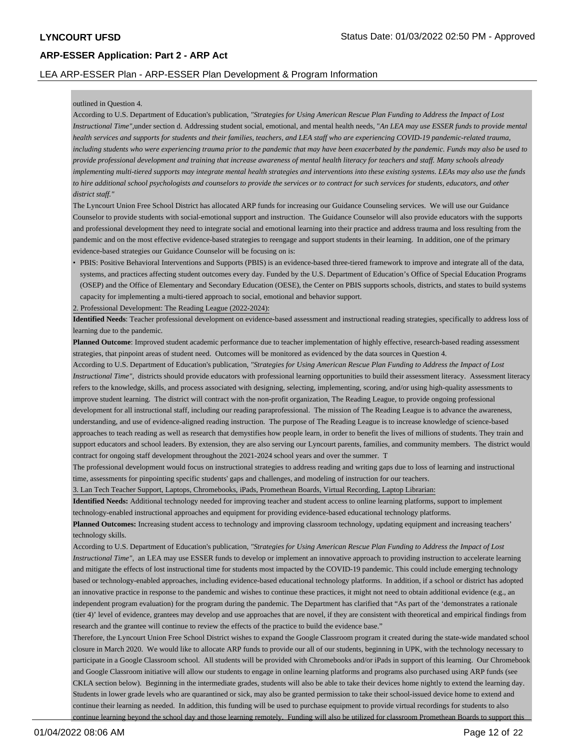outlined in Question 4.

According to U.S. Department of Education's publication, *"Strategies for Using American Rescue Plan Funding to Address the Impact of Lost Instructional Time"*,under section d. Addressing student social, emotional, and mental health needs, "*An LEA may use ESSER funds to provide mental health services and supports for students and their families, teachers, and LEA staff who are experiencing COVID-19 pandemic-related trauma, including students who were experiencing trauma prior to the pandemic that may have been exacerbated by the pandemic. Funds may also be used to provide professional development and training that increase awareness of mental health literacy for teachers and staff. Many schools already implementing multi-tiered supports may integrate mental health strategies and interventions into these existing systems. LEAs may also use the funds to hire additional school psychologists and counselors to provide the services or to contract for such services for students, educators, and other district staff."*

The Lyncourt Union Free School District has allocated ARP funds for increasing our Guidance Counseling services. We will use our Guidance Counselor to provide students with social-emotional support and instruction. The Guidance Counselor will also provide educators with the supports and professional development they need to integrate social and emotional learning into their practice and address trauma and loss resulting from the pandemic and on the most effective evidence-based strategies to reengage and support students in their learning. In addition, one of the primary evidence-based strategies our Guidance Counselor will be focusing on is:

- PBIS: Positive Behavioral Interventions and Supports (PBIS) is an evidence-based three-tiered framework to improve and integrate all of the data, systems, and practices affecting student outcomes every day. Funded by the U.S. Department of Education's Office of Special Education Programs (OSEP) and the Office of Elementary and Secondary Education (OESE), the Center on PBIS supports schools, districts, and states to build systems capacity for implementing a multi-tiered approach to social, emotional and behavior support.

2. Professional Development: The Reading League (2022-2024):

**Identified Needs**: Teacher professional development on evidence-based assessment and instructional reading strategies, specifically to address loss of learning due to the pandemic.

**Planned Outcome**: Improved student academic performance due to teacher implementation of highly effective, research-based reading assessment strategies, that pinpoint areas of student need. Outcomes will be monitored as evidenced by the data sources in Question 4.

According to U.S. Department of Education's publication, *"Strategies for Using American Rescue Plan Funding to Address the Impact of Lost Instructional Time"*, districts should provide educators with professional learning opportunities to build their assessment literacy. Assessment literacy refers to the knowledge, skills, and process associated with designing, selecting, implementing, scoring, and/or using high-quality assessments to improve student learning. The district will contract with the non-profit organization, The Reading League, to provide ongoing professional development for all instructional staff, including our reading paraprofessional. The mission of The Reading League is to advance the awareness, understanding, and use of evidence-aligned reading instruction. The purpose of The Reading League is to increase knowledge of science-based approaches to teach reading as well as research that demystifies how people learn, in order to benefit the lives of millions of students. They train and support educators and school leaders. By extension, they are also serving our Lyncourt parents, families, and community members. The district would contract for ongoing staff development throughout the 2021-2024 school years and over the summer. T

The professional development would focus on instructional strategies to address reading and writing gaps due to loss of learning and instructional time, assessments for pinpointing specific students' gaps and challenges, and modeling of instruction for our teachers.

3. Lan Tech Teacher Support, Laptops, Chromebooks, iPads, Promethean Boards, Virtual Recording, Laptop Librarian:

**Identified Needs:** Additional technology needed for improving teacher and student access to online learning platforms, support to implement technology-enabled instructional approaches and equipment for providing evidence-based educational technology platforms.

**Planned Outcomes:** Increasing student access to technology and improving classroom technology, updating equipment and increasing teachers' technology skills.

According to U.S. Department of Education's publication, *"Strategies for Using American Rescue Plan Funding to Address the Impact of Lost Instructional Time"*, an LEA may use ESSER funds to develop or implement an innovative approach to providing instruction to accelerate learning and mitigate the effects of lost instructional time for students most impacted by the COVID-19 pandemic. This could include emerging technology based or technology-enabled approaches, including evidence-based educational technology platforms. In addition, if a school or district has adopted an innovative practice in response to the pandemic and wishes to continue these practices, it might not need to obtain additional evidence (e.g., an independent program evaluation) for the program during the pandemic. The Department has clarified that "As part of the 'demonstrates a rationale (tier 4)' level of evidence, grantees may develop and use approaches that are novel, if they are consistent with theoretical and empirical findings from research and the grantee will continue to review the effects of the practice to build the evidence base."

Therefore, the Lyncourt Union Free School District wishes to expand the Google Classroom program it created during the state-wide mandated school closure in March 2020. We would like to allocate ARP funds to provide our all of our students, beginning in UPK, with the technology necessary to participate in a Google Classroom school. All students will be provided with Chromebooks and/or iPads in support of this learning. Our Chromebook and Google Classroom initiative will allow our students to engage in online learning platforms and programs also purchased using ARP funds (see CKLA section below). Beginning in the intermediate grades, students will also be able to take their devices home nightly to extend the learning day. Students in lower grade levels who are quarantined or sick, may also be granted permission to take their school-issued device home to extend and continue their learning as needed. In addition, this funding will be used to purchase equipment to provide virtual recordings for students to also continue learning beyond the school day and those learning remotely. Funding will also be utilized for classroom Promethean Boards to support this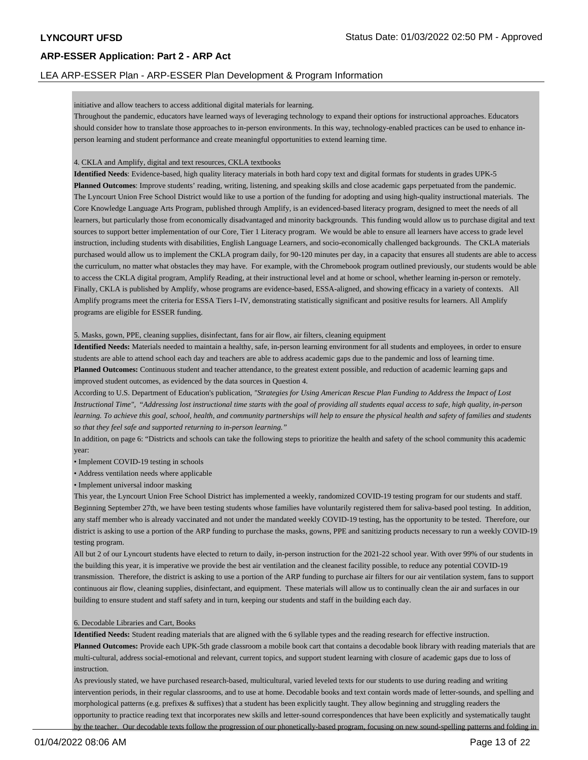initiative and allow teachers to access additional digital materials for learning.
Throughout the pandemic, educators have learned ways of leveraging technology to expand their options for instructional approaches. Educators should consider how to translate those approaches to in-person environments. In this way, technology-enabled practices can be used to enhance in-person learning and student performance and create meaningful opportunities to extend learning time.

4. CKLA and Amplify, digital and text resources, CKLA textbooks

**Identified Needs**: Evidence-based, high quality literacy materials in both hard copy text and digital formats for students in grades UPK-5
**Planned Outcomes**: Improve students' reading, writing, listening, and speaking skills and close academic gaps perpetuated from the pandemic.
The Lyncourt Union Free School District would like to use a portion of the funding for adopting and using high-quality instructional materials. The Core Knowledge Language Arts Program, published through Amplify, is an evidenced-based literacy program, designed to meet the needs of all learners, but particularly those from economically disadvantaged and minority backgrounds. This funding would allow us to purchase digital and text sources to support better implementation of our Core, Tier 1 Literacy program. We would be able to ensure all learners have access to grade level instruction, including students with disabilities, English Language Learners, and socio-economically challenged backgrounds. The CKLA materials purchased would allow us to implement the CKLA program daily, for 90-120 minutes per day, in a capacity that ensures all students are able to access the curriculum, no matter what obstacles they may have. For example, with the Chromebook program outlined previously, our students would be able to access the CKLA digital program, Amplify Reading, at their instructional level and at home or school, whether learning in-person or remotely. Finally, CKLA is published by Amplify, whose programs are evidence-based, ESSA-aligned, and showing efficacy in a variety of contexts. All Amplify programs meet the criteria for ESSA Tiers I–IV, demonstrating statistically significant and positive results for learners. All Amplify programs are eligible for ESSER funding.

5. Masks, gown, PPE, cleaning supplies, disinfectant, fans for air flow, air filters, cleaning equipment

**Identified Needs:** Materials needed to maintain a healthy, safe, in-person learning environment for all students and employees, in order to ensure students are able to attend school each day and teachers are able to address academic gaps due to the pandemic and loss of learning time.
**Planned Outcomes:** Continuous student and teacher attendance, to the greatest extent possible, and reduction of academic learning gaps and improved student outcomes, as evidenced by the data sources in Question 4.
According to U.S. Department of Education's publication, *"Strategies for Using American Rescue Plan Funding to Address the Impact of Lost Instructional Time", "Addressing lost instructional time starts with the goal of providing all students equal access to safe, high quality, in-person learning. To achieve this goal, school, health, and community partnerships will help to ensure the physical health and safety of families and students so that they feel safe and supported returning to in-person learning."*
In addition, on page 6: "Districts and schools can take the following steps to prioritize the health and safety of the school community this academic year:
• Implement COVID-19 testing in schools
• Address ventilation needs where applicable
• Implement universal indoor masking
This year, the Lyncourt Union Free School District has implemented a weekly, randomized COVID-19 testing program for our students and staff. Beginning September 27th, we have been testing students whose families have voluntarily registered them for saliva-based pool testing. In addition, any staff member who is already vaccinated and not under the mandated weekly COVID-19 testing, has the opportunity to be tested. Therefore, our district is asking to use a portion of the ARP funding to purchase the masks, gowns, PPE and sanitizing products necessary to run a weekly COVID-19 testing program.
All but 2 of our Lyncourt students have elected to return to daily, in-person instruction for the 2021-22 school year. With over 99% of our students in the building this year, it is imperative we provide the best air ventilation and the cleanest facility possible, to reduce any potential COVID-19 transmission. Therefore, the district is asking to use a portion of the ARP funding to purchase air filters for our air ventilation system, fans to support continuous air flow, cleaning supplies, disinfectant, and equipment. These materials will allow us to continually clean the air and surfaces in our building to ensure student and staff safety and in turn, keeping our students and staff in the building each day.

6. Decodable Libraries and Cart, Books

**Identified Needs:** Student reading materials that are aligned with the 6 syllable types and the reading research for effective instruction.
**Planned Outcomes:** Provide each UPK-5th grade classroom a mobile book cart that contains a decodable book library with reading materials that are multi-cultural, address social-emotional and relevant, current topics, and support student learning with closure of academic gaps due to loss of instruction.
As previously stated, we have purchased research-based, multicultural, varied leveled texts for our students to use during reading and writing intervention periods, in their regular classrooms, and to use at home. Decodable books and text contain words made of letter-sounds, and spelling and morphological patterns (e.g. prefixes & suffixes) that a student has been explicitly taught. They allow beginning and struggling readers the opportunity to practice reading text that incorporates new skills and letter-sound correspondences that have been explicitly and systematically taught by the teacher. Our decodable texts follow the progression of our phonetically-based program, focusing on new sound-spelling patterns and folding in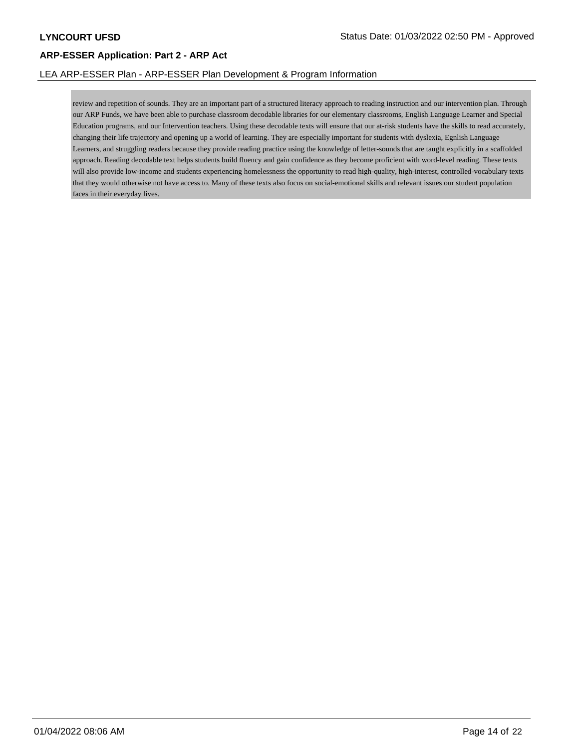review and repetition of sounds. They are an important part of a structured literacy approach to reading instruction and our intervention plan. Through our ARP Funds, we have been able to purchase classroom decodable libraries for our elementary classrooms, English Language Learner and Special Education programs, and our Intervention teachers. Using these decodable texts will ensure that our at-risk students have the skills to read accurately, changing their life trajectory and opening up a world of learning. They are especially important for students with dyslexia, Egnlish Language Learners, and struggling readers because they provide reading practice using the knowledge of letter-sounds that are taught explicitly in a scaffolded approach. Reading decodable text helps students build fluency and gain confidence as they become proficient with word-level reading. These texts will also provide low-income and students experiencing homelessness the opportunity to read high-quality, high-interest, controlled-vocabulary texts that they would otherwise not have access to. Many of these texts also focus on social-emotional skills and relevant issues our student population faces in their everyday lives.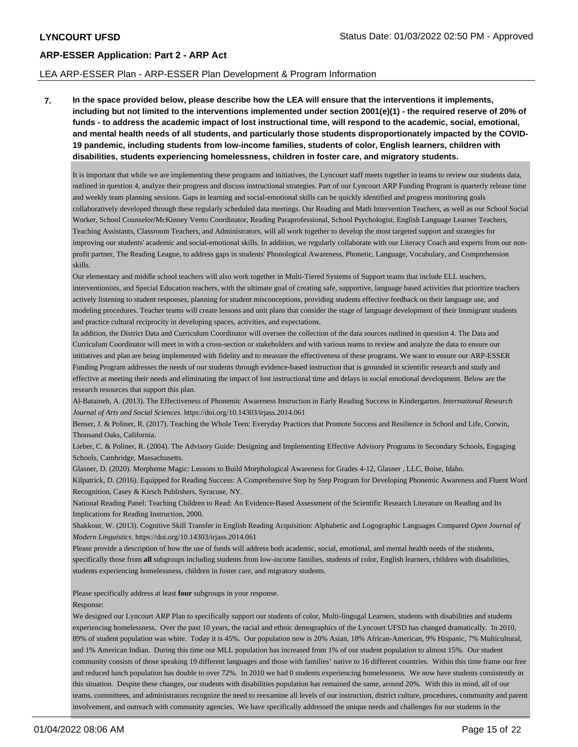**LYNCOURT UFSD**

## ARP-ESSER Application: Part 2 - ARP Act

LEA ARP-ESSER Plan - ARP-ESSER Plan Development & Program Information

**7. In the space provided below, please describe how the LEA will ensure that the interventions it implements, including but not limited to the interventions implemented under section 2001(e)(1) - the required reserve of 20% of funds - to address the academic impact of lost instructional time, will respond to the academic, social, emotional, and mental health needs of all students, and particularly those students disproportionately impacted by the COVID-19 pandemic, including students from low-income families, students of color, English learners, children with disabilities, students experiencing homelessness, children in foster care, and migratory students.**

It is important that while we are implementing these programs and initiatives, the Lyncourt staff meets together in teams to review our students data, outlined in question 4, analyze their progress and discuss instructional strategies. Part of our Lyncourt ARP Funding Program is quarterly release time and weekly team planning sessions. Gaps in learning and social-emotional skills can be quickly identified and progress monitoring goals collaboratively developed through these regularly scheduled data meetings. Our Reading and Math Intervention Teachers, as well as our School Social Worker, School Counselor/McKinney Vento Coordinator, Reading Paraprofessional, School Psychologist, English Language Learner Teachers, Teaching Assistants, Classroom Teachers, and Administrators, will all work together to develop the most targeted support and strategies for improving our students' academic and social-emotional skills. In addition, we regularly collaborate with our Literacy Coach and experts from our non-profit partner, The Reading League, to address gaps in students' Phonological Awareness, Phonetic, Language, Vocabulary, and Comprehension skills.

Our elementary and middle school teachers will also work together in Multi-Tiered Systems of Support teams that include ELL teachers, interventionists, and Special Education teachers, with the ultimate goal of creating safe, supportive, language based activities that prioritize teachers actively listening to student responses, planning for student misconceptions, providing students effective feedback on their language use, and modeling procedures. Teacher teams will create lessons and unit plans that consider the stage of language development of their Immigrant students and practice cultural reciprocity in developing spaces, activities, and expectations.

In addition, the District Data and Curriculum Coordinator will oversee the collection of the data sources outlined in question 4. The Data and Curriculum Coordinator will meet in with a cross-section or stakeholders and with various teams to review and analyze the data to ensure our initiatives and plan are being implemented with fidelity and to measure the effectiveness of these programs. We want to ensure our ARP-ESSER Funding Program addresses the needs of our students through evidence-based instruction that is grounded in scientific research and study and effective at meeting their needs and eliminating the impact of lost instructional time and delays in social emotional development. Below are the research resources that support this plan.

Al-Bataineh, A. (2013). The Effectiveness of Phonemic Awareness Instruction in Early Reading Success in Kindergarten. *International Research Journal of Arts and Social Sciences.* https://doi.org/10.14303/irjass.2014.061

Benser, J. & Poliner, R. (2017). Teaching the Whole Teen: Everyday Practices that Promote Success and Resilience in School and Life, Corwin, Thousand Oaks, California.

Lieber, C. & Poliner, R. (2004). The Advisory Guide: Designing and Implementing Effective Advisory Programs in Secondary Schools, Engaging Schools, Cambridge, Massachusetts.

Glasner, D. (2020). Morpheme Magic: Lessons to Build Morphological Awareness for Grades 4-12, Glasner , LLC, Boise, Idaho.

Kilpatrick, D. (2016). Equipped for Reading Success: A Comprehensive Step by Step Program for Developing Phonemic Awareness and Fluent Word Recognition, Casey & Kirsch Publishers, Syracuse, NY.

National Reading Panel: Teaching Children to Read: An Evidence-Based Assessment of the Scientific Research Literature on Reading and Its Implications for Reading Instruction, 2000.

Shakkour, W. (2013). Cognitive Skill Transfer in English Reading Acquisition: Alphabetic and Logographic Languages Compared *Open Journal of Modern Linguistics*. https://doi.org/10.14303/irjass.2014.061

Please provide a description of how the use of funds will address both academic, social, emotional, and mental health needs of the students, specifically those from **all** subgroups including students from low-income families, students of color, English learners, children with disabilities, students experiencing homelessness, children in foster care, and migratory students.

Please specifically address at least **four** subgroups in your response.

Response:

We designed our Lyncourt ARP Plan to specifically support our students of color, Multi-lingual Learners, students with disabilities and students experiencing homelessness. Over the past 10 years, the racial and ethnic demographics of the Lyncourt UFSD has changed dramatically. In 2010, 89% of student population was white. Today it is 45%. Our population now is 20% Asian, 18% African-American, 9% Hispanic, 7% Multicultural, and 1% American Indian. During this time our MLL population has increased from 1% of our student population to almost 15%. Our student community consists of those speaking 19 different languages and those with families' native to 16 different countries. Within this time frame our free and reduced lunch population has double to over 72%. In 2010 we had 0 students experiencing homelessness. We now have students consistently in this situation. Despite these changes, our students with disabilities population has remained the same, around 20%. With this in mind, all of our teams, committees, and administrators recognize the need to reexamine all levels of our instruction, district culture, procedures, community and parent involvement, and outreach with community agencies. We have specifically addressed the unique needs and challenges for our students in the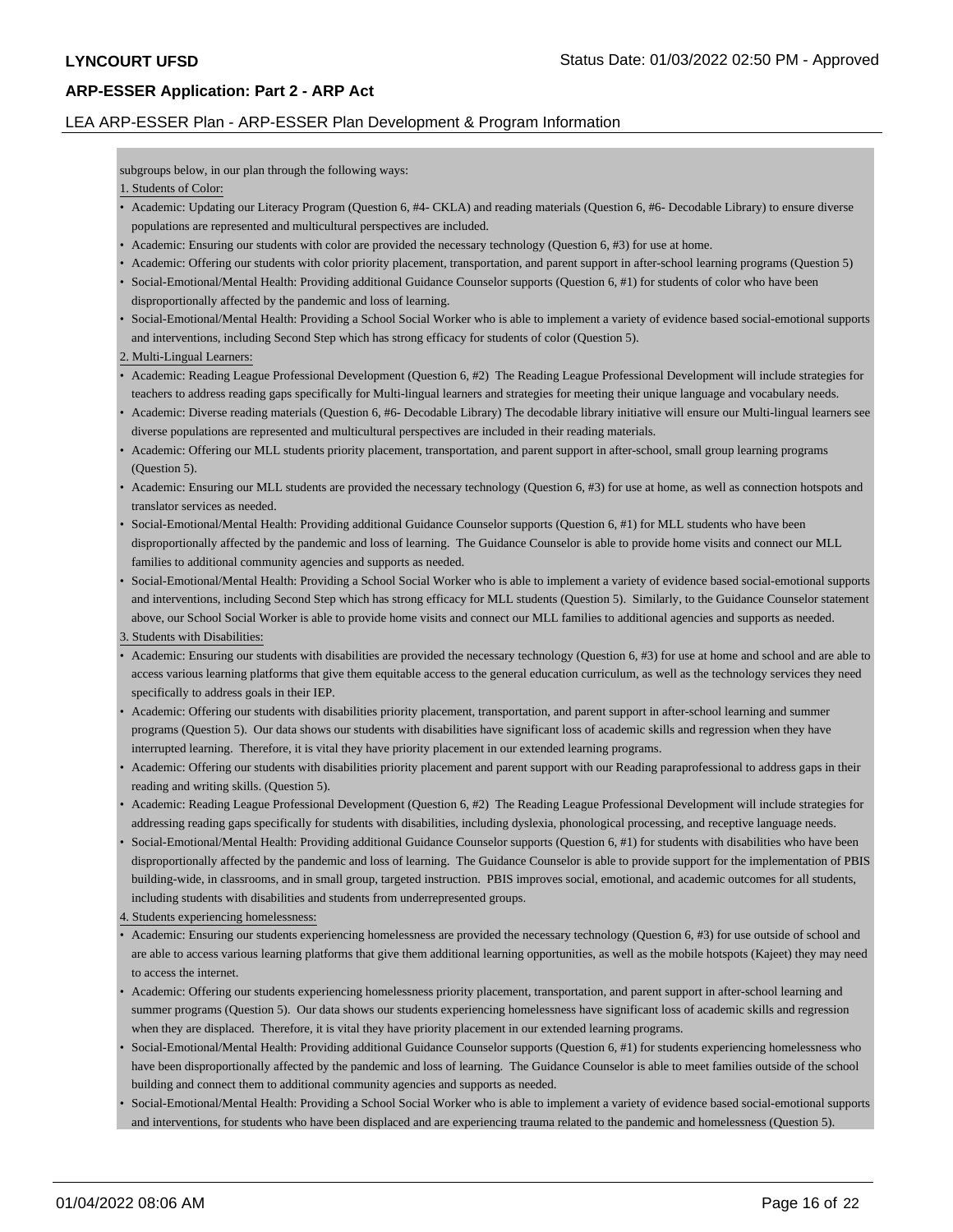subgroups below, in our plan through the following ways:

1. Students of Color:

- Academic: Updating our Literacy Program (Question 6, #4- CKLA) and reading materials (Question 6, #6- Decodable Library) to ensure diverse populations are represented and multicultural perspectives are included.
- Academic: Ensuring our students with color are provided the necessary technology (Question 6, #3) for use at home.
- Academic: Offering our students with color priority placement, transportation, and parent support in after-school learning programs (Question 5)
- Social-Emotional/Mental Health: Providing additional Guidance Counselor supports (Question 6, #1) for students of color who have been disproportionally affected by the pandemic and loss of learning.
- Social-Emotional/Mental Health: Providing a School Social Worker who is able to implement a variety of evidence based social-emotional supports and interventions, including Second Step which has strong efficacy for students of color (Question 5).

2. Multi-Lingual Learners:

- Academic: Reading League Professional Development (Question 6, #2) The Reading League Professional Development will include strategies for teachers to address reading gaps specifically for Multi-lingual learners and strategies for meeting their unique language and vocabulary needs.
- Academic: Diverse reading materials (Question 6, #6- Decodable Library) The decodable library initiative will ensure our Multi-lingual learners see diverse populations are represented and multicultural perspectives are included in their reading materials.
- Academic: Offering our MLL students priority placement, transportation, and parent support in after-school, small group learning programs (Question 5).
- Academic: Ensuring our MLL students are provided the necessary technology (Question 6, #3) for use at home, as well as connection hotspots and translator services as needed.
- Social-Emotional/Mental Health: Providing additional Guidance Counselor supports (Question 6, #1) for MLL students who have been disproportionally affected by the pandemic and loss of learning. The Guidance Counselor is able to provide home visits and connect our MLL families to additional community agencies and supports as needed.
- Social-Emotional/Mental Health: Providing a School Social Worker who is able to implement a variety of evidence based social-emotional supports and interventions, including Second Step which has strong efficacy for MLL students (Question 5). Similarly, to the Guidance Counselor statement above, our School Social Worker is able to provide home visits and connect our MLL families to additional agencies and supports as needed.

3. Students with Disabilities:

- Academic: Ensuring our students with disabilities are provided the necessary technology (Question 6, #3) for use at home and school and are able to access various learning platforms that give them equitable access to the general education curriculum, as well as the technology services they need specifically to address goals in their IEP.
- Academic: Offering our students with disabilities priority placement, transportation, and parent support in after-school learning and summer programs (Question 5). Our data shows our students with disabilities have significant loss of academic skills and regression when they have interrupted learning. Therefore, it is vital they have priority placement in our extended learning programs.
- Academic: Offering our students with disabilities priority placement and parent support with our Reading paraprofessional to address gaps in their reading and writing skills. (Question 5).
- Academic: Reading League Professional Development (Question 6, #2) The Reading League Professional Development will include strategies for addressing reading gaps specifically for students with disabilities, including dyslexia, phonological processing, and receptive language needs.
- Social-Emotional/Mental Health: Providing additional Guidance Counselor supports (Question 6, #1) for students with disabilities who have been disproportionally affected by the pandemic and loss of learning. The Guidance Counselor is able to provide support for the implementation of PBIS building-wide, in classrooms, and in small group, targeted instruction. PBIS improves social, emotional, and academic outcomes for all students, including students with disabilities and students from underrepresented groups.

4. Students experiencing homelessness:

- Academic: Ensuring our students experiencing homelessness are provided the necessary technology (Question 6, #3) for use outside of school and are able to access various learning platforms that give them additional learning opportunities, as well as the mobile hotspots (Kajeet) they may need to access the internet.
- Academic: Offering our students experiencing homelessness priority placement, transportation, and parent support in after-school learning and summer programs (Question 5). Our data shows our students experiencing homelessness have significant loss of academic skills and regression when they are displaced. Therefore, it is vital they have priority placement in our extended learning programs.
- Social-Emotional/Mental Health: Providing additional Guidance Counselor supports (Question 6, #1) for students experiencing homelessness who have been disproportionally affected by the pandemic and loss of learning. The Guidance Counselor is able to meet families outside of the school building and connect them to additional community agencies and supports as needed.
- Social-Emotional/Mental Health: Providing a School Social Worker who is able to implement a variety of evidence based social-emotional supports and interventions, for students who have been displaced and are experiencing trauma related to the pandemic and homelessness (Question 5).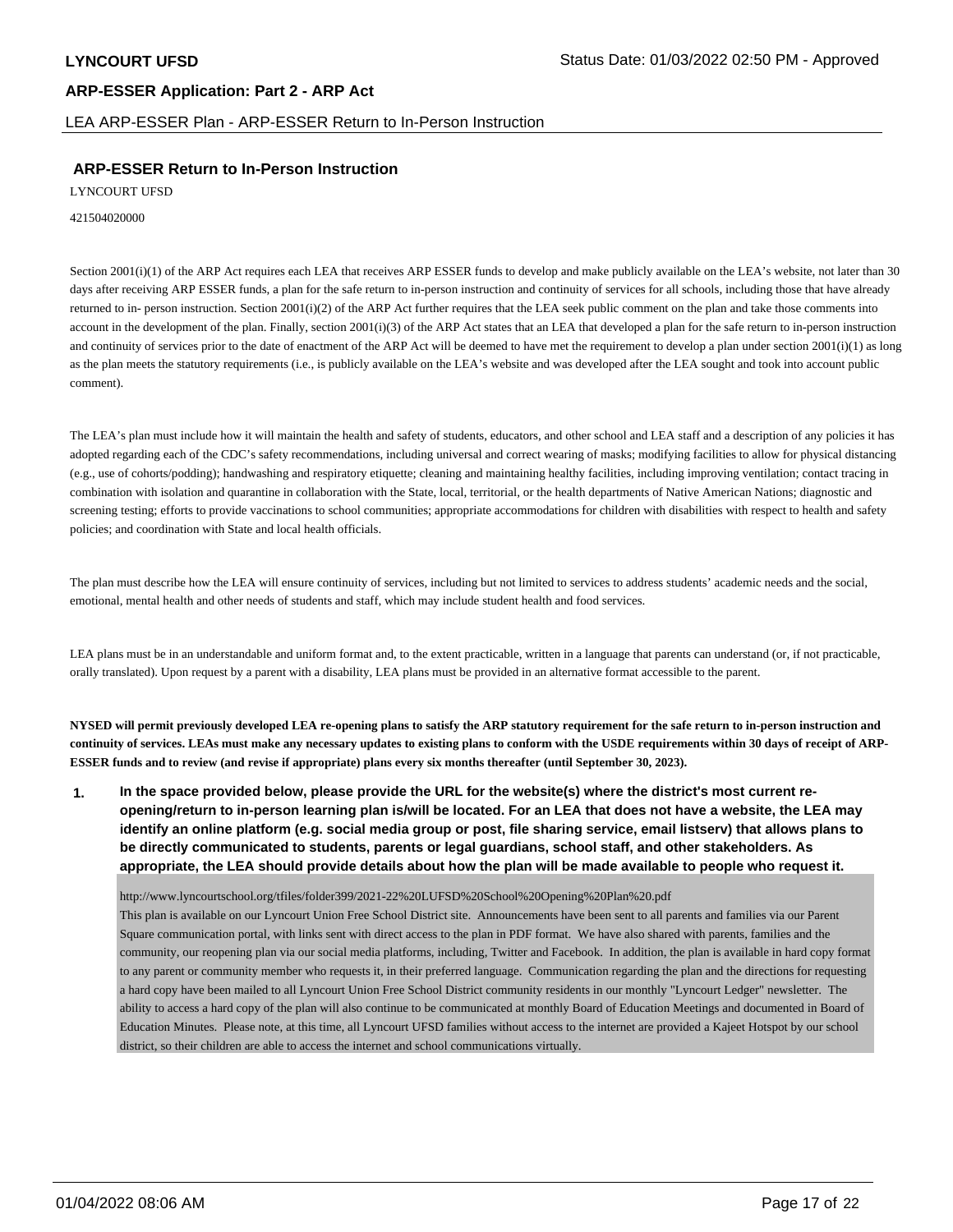## ARP-ESSER Return to In-Person Instruction

LYNCOURT UFSD

421504020000

Section 2001(i)(1) of the ARP Act requires each LEA that receives ARP ESSER funds to develop and make publicly available on the LEA's website, not later than 30 days after receiving ARP ESSER funds, a plan for the safe return to in-person instruction and continuity of services for all schools, including those that have already returned to in- person instruction. Section 2001(i)(2) of the ARP Act further requires that the LEA seek public comment on the plan and take those comments into account in the development of the plan. Finally, section 2001(i)(3) of the ARP Act states that an LEA that developed a plan for the safe return to in-person instruction and continuity of services prior to the date of enactment of the ARP Act will be deemed to have met the requirement to develop a plan under section 2001(i)(1) as long as the plan meets the statutory requirements (i.e., is publicly available on the LEA's website and was developed after the LEA sought and took into account public comment).

The LEA's plan must include how it will maintain the health and safety of students, educators, and other school and LEA staff and a description of any policies it has adopted regarding each of the CDC's safety recommendations, including universal and correct wearing of masks; modifying facilities to allow for physical distancing (e.g., use of cohorts/podding); handwashing and respiratory etiquette; cleaning and maintaining healthy facilities, including improving ventilation; contact tracing in combination with isolation and quarantine in collaboration with the State, local, territorial, or the health departments of Native American Nations; diagnostic and screening testing; efforts to provide vaccinations to school communities; appropriate accommodations for children with disabilities with respect to health and safety policies; and coordination with State and local health officials.

The plan must describe how the LEA will ensure continuity of services, including but not limited to services to address students' academic needs and the social, emotional, mental health and other needs of students and staff, which may include student health and food services.

LEA plans must be in an understandable and uniform format and, to the extent practicable, written in a language that parents can understand (or, if not practicable, orally translated). Upon request by a parent with a disability, LEA plans must be provided in an alternative format accessible to the parent.

**NYSED will permit previously developed LEA re-opening plans to satisfy the ARP statutory requirement for the safe return to in-person instruction and continuity of services. LEAs must make any necessary updates to existing plans to conform with the USDE requirements within 30 days of receipt of ARP-ESSER funds and to review (and revise if appropriate) plans every six months thereafter (until September 30, 2023).**

**1. In the space provided below, please provide the URL for the website(s) where the district's most current re-opening/return to in-person learning plan is/will be located. For an LEA that does not have a website, the LEA may identify an online platform (e.g. social media group or post, file sharing service, email listserv) that allows plans to be directly communicated to students, parents or legal guardians, school staff, and other stakeholders. As appropriate, the LEA should provide details about how the plan will be made available to people who request it.**

http://www.lyncourtschool.org/tfiles/folder399/2021-22%20LUFSD%20School%20Opening%20Plan%20.pdf

This plan is available on our Lyncourt Union Free School District site. Announcements have been sent to all parents and families via our Parent Square communication portal, with links sent with direct access to the plan in PDF format. We have also shared with parents, families and the community, our reopening plan via our social media platforms, including, Twitter and Facebook. In addition, the plan is available in hard copy format to any parent or community member who requests it, in their preferred language. Communication regarding the plan and the directions for requesting a hard copy have been mailed to all Lyncourt Union Free School District community residents in our monthly "Lyncourt Ledger" newsletter. The ability to access a hard copy of the plan will also continue to be communicated at monthly Board of Education Meetings and documented in Board of Education Minutes. Please note, at this time, all Lyncourt UFSD families without access to the internet are provided a Kajeet Hotspot by our school district, so their children are able to access the internet and school communications virtually.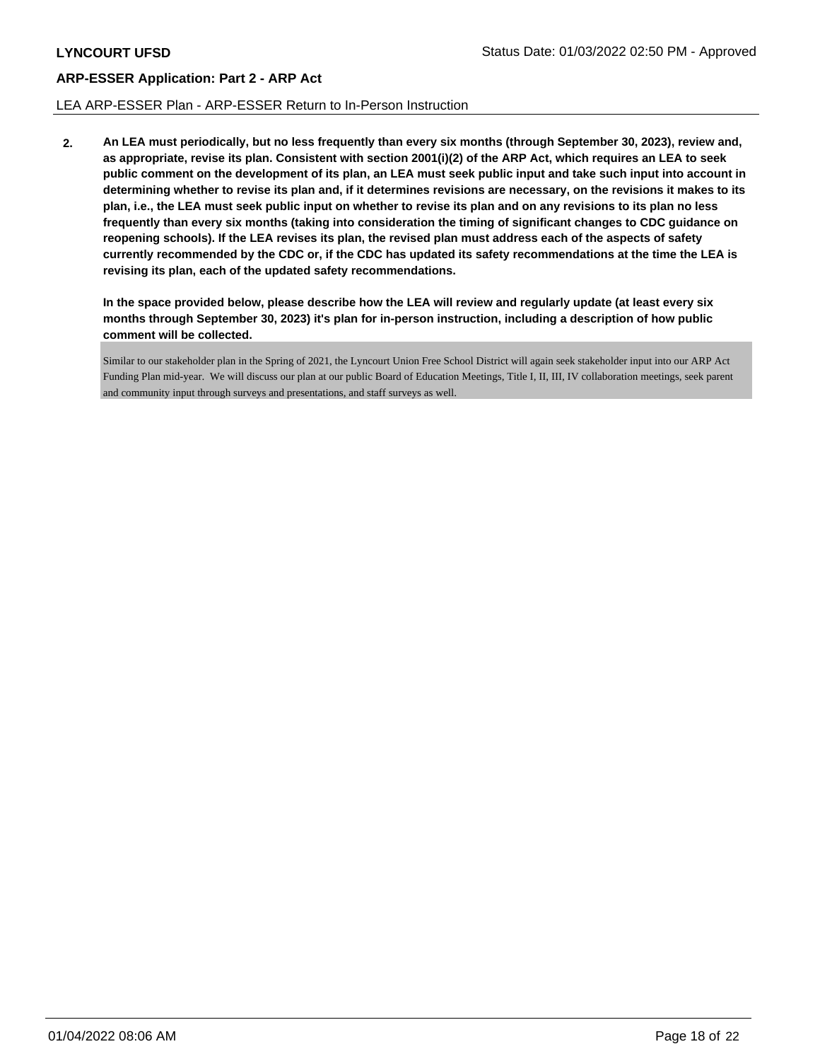**LYNCOURT UFSD** Status Date: 01/03/2022 02:50 PM - Approved

## ARP-ESSER Application: Part 2 - ARP Act

LEA ARP-ESSER Plan - ARP-ESSER Return to In-Person Instruction

**2. An LEA must periodically, but no less frequently than every six months (through September 30, 2023), review and, as appropriate, revise its plan. Consistent with section 2001(i)(2) of the ARP Act, which requires an LEA to seek public comment on the development of its plan, an LEA must seek public input and take such input into account in determining whether to revise its plan and, if it determines revisions are necessary, on the revisions it makes to its plan, i.e., the LEA must seek public input on whether to revise its plan and on any revisions to its plan no less frequently than every six months (taking into consideration the timing of significant changes to CDC guidance on reopening schools). If the LEA revises its plan, the revised plan must address each of the aspects of safety currently recommended by the CDC or, if the CDC has updated its safety recommendations at the time the LEA is revising its plan, each of the updated safety recommendations.**

**In the space provided below, please describe how the LEA will review and regularly update (at least every six months through September 30, 2023) it's plan for in-person instruction, including a description of how public comment will be collected.**

Similar to our stakeholder plan in the Spring of 2021, the Lyncourt Union Free School District will again seek stakeholder input into our ARP Act Funding Plan mid-year. We will discuss our plan at our public Board of Education Meetings, Title I, II, III, IV collaboration meetings, seek parent and community input through surveys and presentations, and staff surveys as well.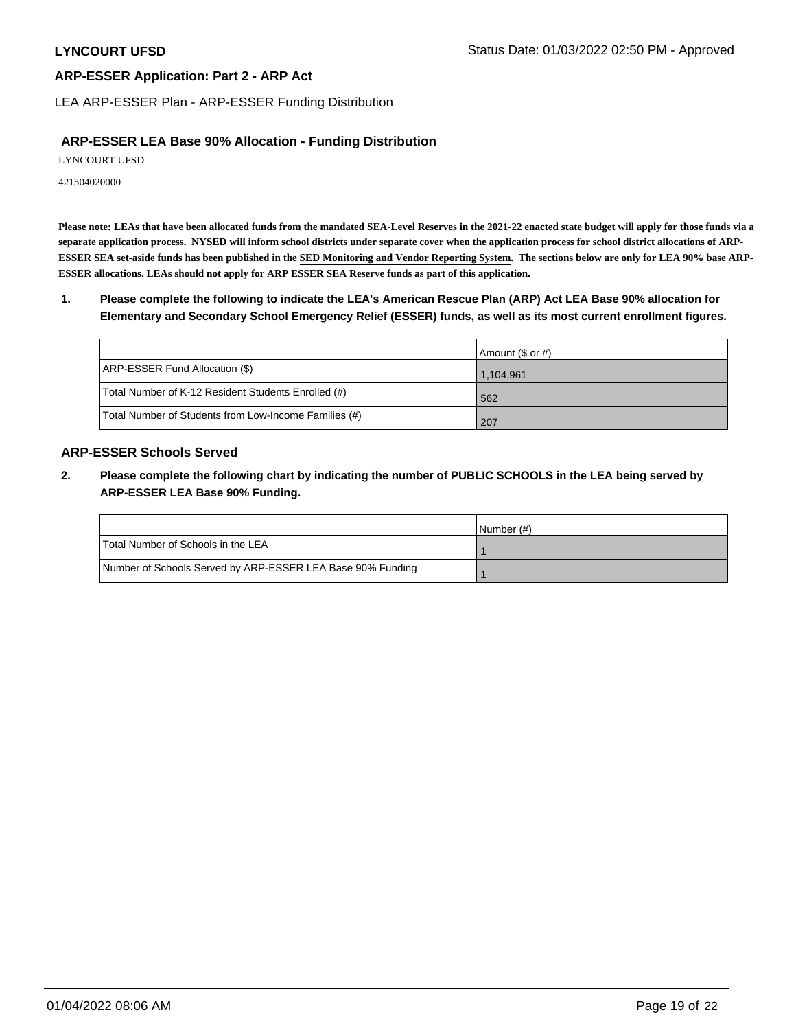## ARP-ESSER LEA Base 90% Allocation - Funding Distribution

LYNCOURT UFSD

421504020000

**Please note: LEAs that have been allocated funds from the mandated SEA-Level Reserves in the 2021-22 enacted state budget will apply for those funds via a separate application process. NYSED will inform school districts under separate cover when the application process for school district allocations of ARP-ESSER SEA set-aside funds has been published in the SED Monitoring and Vendor Reporting System. The sections below are only for LEA 90% base ARP-ESSER allocations. LEAs should not apply for ARP ESSER SEA Reserve funds as part of this application.**

**1. Please complete the following to indicate the LEA's American Rescue Plan (ARP) Act LEA Base 90% allocation for Elementary and Secondary School Emergency Relief (ESSER) funds, as well as its most current enrollment figures.**

| | Amount ($ or #) |
|---|---|
| ARP-ESSER Fund Allocation ($) | 1,104,961 |
| Total Number of K-12 Resident Students Enrolled (#) | 562 |
| Total Number of Students from Low-Income Families (#) | 207 |

## ARP-ESSER Schools Served

**2. Please complete the following chart by indicating the number of PUBLIC SCHOOLS in the LEA being served by ARP-ESSER LEA Base 90% Funding.**

| | Number (#) |
|---|---|
| Total Number of Schools in the LEA | 1 |
| Number of Schools Served by ARP-ESSER LEA Base 90% Funding | 1 |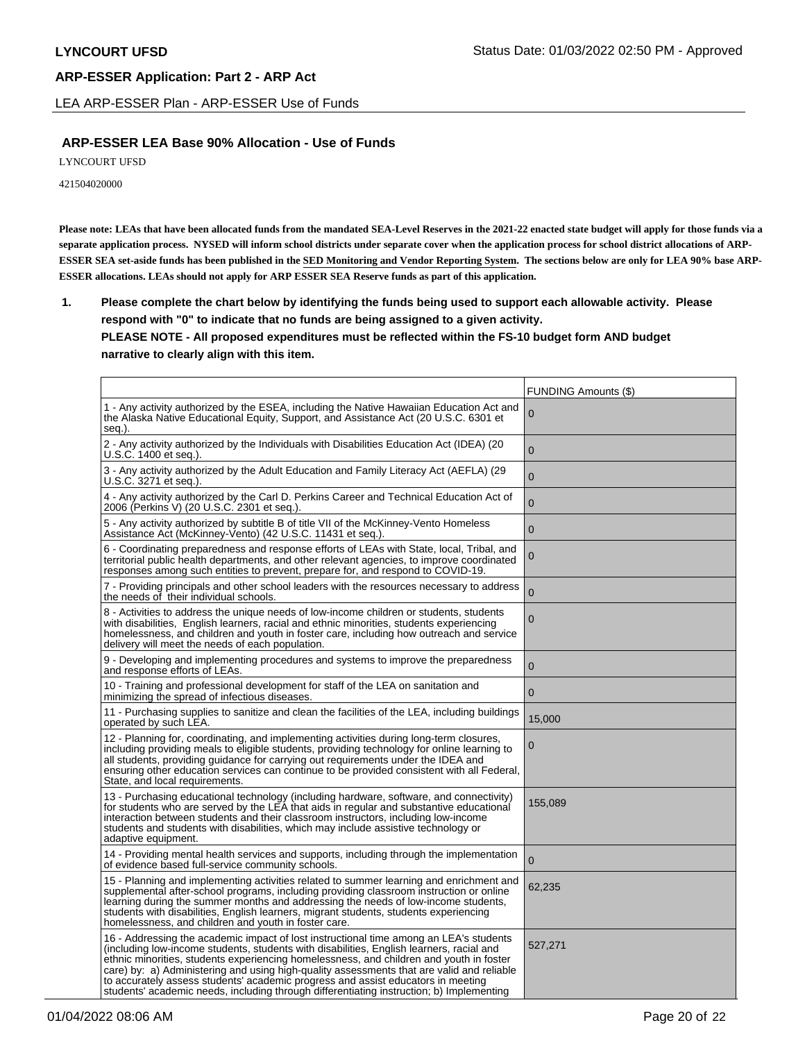LYNCOURT UFSD

Status Date: 01/03/2022 02:50 PM - Approved

## ARP-ESSER Application: Part 2 - ARP Act

LEA ARP-ESSER Plan - ARP-ESSER Use of Funds

### ARP-ESSER LEA Base 90% Allocation - Use of Funds

LYNCOURT UFSD

421504020000

**Please note: LEAs that have been allocated funds from the mandated SEA-Level Reserves in the 2021-22 enacted state budget will apply for those funds via a separate application process. NYSED will inform school districts under separate cover when the application process for school district allocations of ARP-ESSER SEA set-aside funds has been published in the SED Monitoring and Vendor Reporting System. The sections below are only for LEA 90% base ARP-ESSER allocations. LEAs should not apply for ARP ESSER SEA Reserve funds as part of this application.**

**1. Please complete the chart below by identifying the funds being used to support each allowable activity. Please respond with "0" to indicate that no funds are being assigned to a given activity.**
**PLEASE NOTE - All proposed expenditures must be reflected within the FS-10 budget form AND budget narrative to clearly align with this item.**

| | FUNDING Amounts ($) |
|---|---|
| 1 - Any activity authorized by the ESEA, including the Native Hawaiian Education Act and the Alaska Native Educational Equity, Support, and Assistance Act (20 U.S.C. 6301 et seq.). | 0 |
| 2 - Any activity authorized by the Individuals with Disabilities Education Act (IDEA) (20 U.S.C. 1400 et seq.). | 0 |
| 3 - Any activity authorized by the Adult Education and Family Literacy Act (AEFLA) (29 U.S.C. 3271 et seq.). | 0 |
| 4 - Any activity authorized by the Carl D. Perkins Career and Technical Education Act of 2006 (Perkins V) (20 U.S.C. 2301 et seq.). | 0 |
| 5 - Any activity authorized by subtitle B of title VII of the McKinney-Vento Homeless Assistance Act (McKinney-Vento) (42 U.S.C. 11431 et seq.). | 0 |
| 6 - Coordinating preparedness and response efforts of LEAs with State, local, Tribal, and territorial public health departments, and other relevant agencies, to improve coordinated responses among such entities to prevent, prepare for, and respond to COVID-19. | 0 |
| 7 - Providing principals and other school leaders with the resources necessary to address the needs of their individual schools. | 0 |
| 8 - Activities to address the unique needs of low-income children or students, students with disabilities, English learners, racial and ethnic minorities, students experiencing homelessness, and children and youth in foster care, including how outreach and service delivery will meet the needs of each population. | 0 |
| 9 - Developing and implementing procedures and systems to improve the preparedness and response efforts of LEAs. | 0 |
| 10 - Training and professional development for staff of the LEA on sanitation and minimizing the spread of infectious diseases. | 0 |
| 11 - Purchasing supplies to sanitize and clean the facilities of the LEA, including buildings operated by such LEA. | 15,000 |
| 12 - Planning for, coordinating, and implementing activities during long-term closures, including providing meals to eligible students, providing technology for online learning to all students, providing guidance for carrying out requirements under the IDEA and ensuring other education services can continue to be provided consistent with all Federal, State, and local requirements. | 0 |
| 13 - Purchasing educational technology (including hardware, software, and connectivity) for students who are served by the LEA that aids in regular and substantive educational interaction between students and their classroom instructors, including low-income students and students with disabilities, which may include assistive technology or adaptive equipment. | 155,089 |
| 14 - Providing mental health services and supports, including through the implementation of evidence based full-service community schools. | 0 |
| 15 - Planning and implementing activities related to summer learning and enrichment and supplemental after-school programs, including providing classroom instruction or online learning during the summer months and addressing the needs of low-income students, students with disabilities, English learners, migrant students, students experiencing homelessness, and children and youth in foster care. | 62,235 |
| 16 - Addressing the academic impact of lost instructional time among an LEA's students (including low-income students, students with disabilities, English learners, racial and ethnic minorities, students experiencing homelessness, and children and youth in foster care) by: a) Administering and using high-quality assessments that are valid and reliable to accurately assess students' academic progress and assist educators in meeting students' academic needs, including through differentiating instruction; b) Implementing | 527,271 |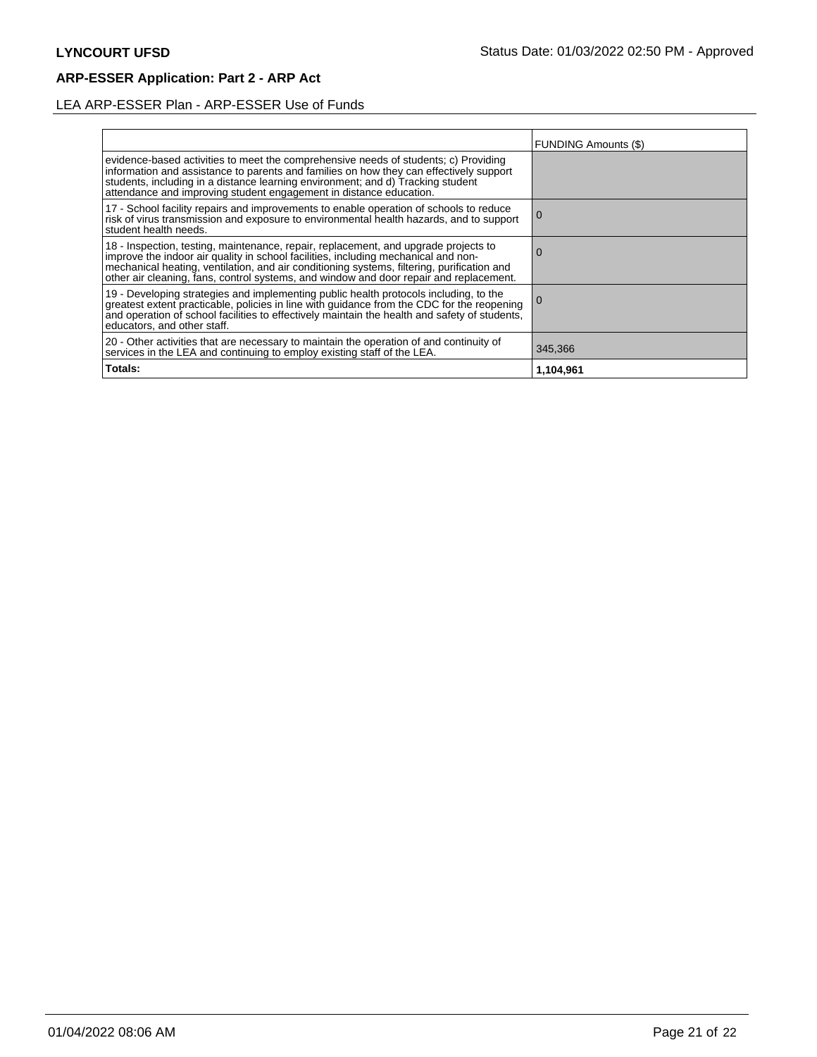**LYNCOURT UFSD**

**ARP-ESSER Application: Part 2 - ARP Act**

LEA ARP-ESSER Plan - ARP-ESSER Use of Funds

| | FUNDING Amounts ($) |
|---|---|
| evidence-based activities to meet the comprehensive needs of students; c) Providing information and assistance to parents and families on how they can effectively support students, including in a distance learning environment; and d) Tracking student attendance and improving student engagement in distance education. | |
| 17 - School facility repairs and improvements to enable operation of schools to reduce risk of virus transmission and exposure to environmental health hazards, and to support student health needs. | 0 |
| 18 - Inspection, testing, maintenance, repair, replacement, and upgrade projects to improve the indoor air quality in school facilities, including mechanical and non-mechanical heating, ventilation, and air conditioning systems, filtering, purification and other air cleaning, fans, control systems, and window and door repair and replacement. | 0 |
| 19 - Developing strategies and implementing public health protocols including, to the greatest extent practicable, policies in line with guidance from the CDC for the reopening and operation of school facilities to effectively maintain the health and safety of students, educators, and other staff. | 0 |
| 20 - Other activities that are necessary to maintain the operation of and continuity of services in the LEA and continuing to employ existing staff of the LEA. | 345,366 |
| **Totals:** | **1,104,961** |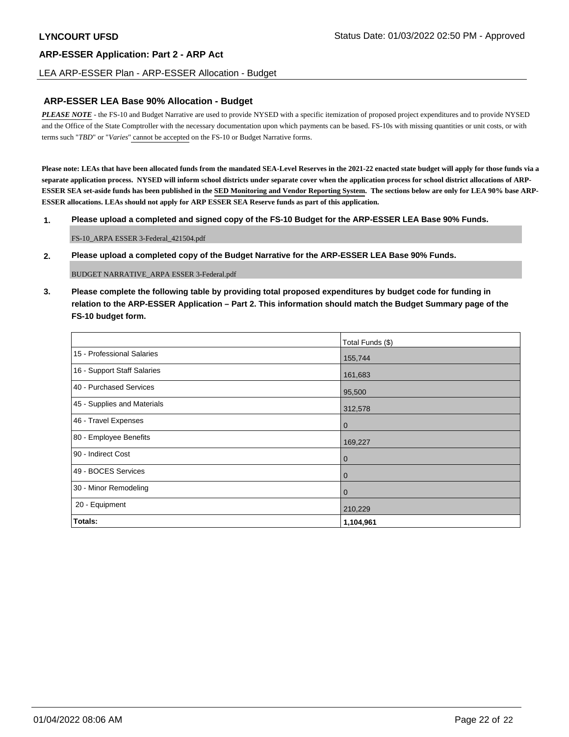## ARP-ESSER LEA Base 90% Allocation - Budget

***PLEASE NOTE*** - the FS-10 and Budget Narrative are used to provide NYSED with a specific itemization of proposed project expenditures and to provide NYSED and the Office of the State Comptroller with the necessary documentation upon which payments can be based. FS-10s with missing quantities or unit costs, or with terms such "*TBD*" or "*Varies*" cannot be accepted on the FS-10 or Budget Narrative forms.

**Please note: LEAs that have been allocated funds from the mandated SEA-Level Reserves in the 2021-22 enacted state budget will apply for those funds via a separate application process. NYSED will inform school districts under separate cover when the application process for school district allocations of ARP-ESSER SEA set-aside funds has been published in the SED Monitoring and Vendor Reporting System. The sections below are only for LEA 90% base ARP-ESSER allocations. LEAs should not apply for ARP ESSER SEA Reserve funds as part of this application.**

1. **Please upload a completed and signed copy of the FS-10 Budget for the ARP-ESSER LEA Base 90% Funds.**

   FS-10_ARPA ESSER 3-Federal_421504.pdf

2. **Please upload a completed copy of the Budget Narrative for the ARP-ESSER LEA Base 90% Funds.**

   BUDGET NARRATIVE_ARPA ESSER 3-Federal.pdf

3. **Please complete the following table by providing total proposed expenditures by budget code for funding in relation to the ARP-ESSER Application – Part 2. This information should match the Budget Summary page of the FS-10 budget form.**

| | Total Funds ($) |
|---|---|
| 15 - Professional Salaries | 155,744 |
| 16 - Support Staff Salaries | 161,683 |
| 40 - Purchased Services | 95,500 |
| 45 - Supplies and Materials | 312,578 |
| 46 - Travel Expenses | 0 |
| 80 - Employee Benefits | 169,227 |
| 90 - Indirect Cost | 0 |
| 49 - BOCES Services | 0 |
| 30 - Minor Remodeling | 0 |
| 20 - Equipment | 210,229 |
| **Totals:** | **1,104,961** |